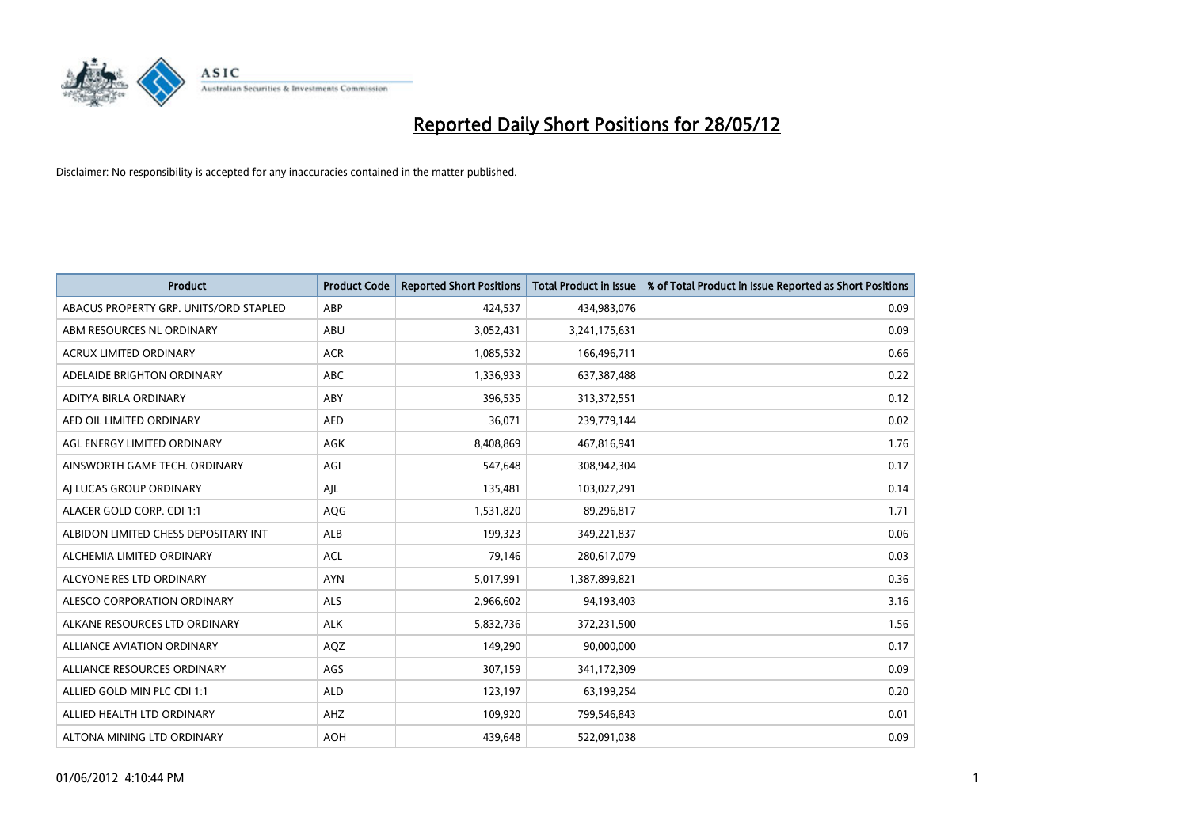# Reported Daily Short Positions for 28/05/12

Disclaimer: No responsibility is accepted for any inaccuracies contained in the matter published.

| Product | Product Code | Reported Short Positions | Total Product in Issue | % of Total Product in Issue Reported as Short Positions |
|---|---|---|---|---|
| ABACUS PROPERTY GRP. UNITS/ORD STAPLED | ABP | 424,537 | 434,983,076 | 0.09 |
| ABM RESOURCES NL ORDINARY | ABU | 3,052,431 | 3,241,175,631 | 0.09 |
| ACRUX LIMITED ORDINARY | ACR | 1,085,532 | 166,496,711 | 0.66 |
| ADELAIDE BRIGHTON ORDINARY | ABC | 1,336,933 | 637,387,488 | 0.22 |
| ADITYA BIRLA ORDINARY | ABY | 396,535 | 313,372,551 | 0.12 |
| AED OIL LIMITED ORDINARY | AED | 36,071 | 239,779,144 | 0.02 |
| AGL ENERGY LIMITED ORDINARY | AGK | 8,408,869 | 467,816,941 | 1.76 |
| AINSWORTH GAME TECH. ORDINARY | AGI | 547,648 | 308,942,304 | 0.17 |
| AJ LUCAS GROUP ORDINARY | AJL | 135,481 | 103,027,291 | 0.14 |
| ALACER GOLD CORP. CDI 1:1 | AQG | 1,531,820 | 89,296,817 | 1.71 |
| ALBIDON LIMITED CHESS DEPOSITARY INT | ALB | 199,323 | 349,221,837 | 0.06 |
| ALCHEMIA LIMITED ORDINARY | ACL | 79,146 | 280,617,079 | 0.03 |
| ALCYONE RES LTD ORDINARY | AYN | 5,017,991 | 1,387,899,821 | 0.36 |
| ALESCO CORPORATION ORDINARY | ALS | 2,966,602 | 94,193,403 | 3.16 |
| ALKANE RESOURCES LTD ORDINARY | ALK | 5,832,736 | 372,231,500 | 1.56 |
| ALLIANCE AVIATION ORDINARY | AQZ | 149,290 | 90,000,000 | 0.17 |
| ALLIANCE RESOURCES ORDINARY | AGS | 307,159 | 341,172,309 | 0.09 |
| ALLIED GOLD MIN PLC CDI 1:1 | ALD | 123,197 | 63,199,254 | 0.20 |
| ALLIED HEALTH LTD ORDINARY | AHZ | 109,920 | 799,546,843 | 0.01 |
| ALTONA MINING LTD ORDINARY | AOH | 439,648 | 522,091,038 | 0.09 |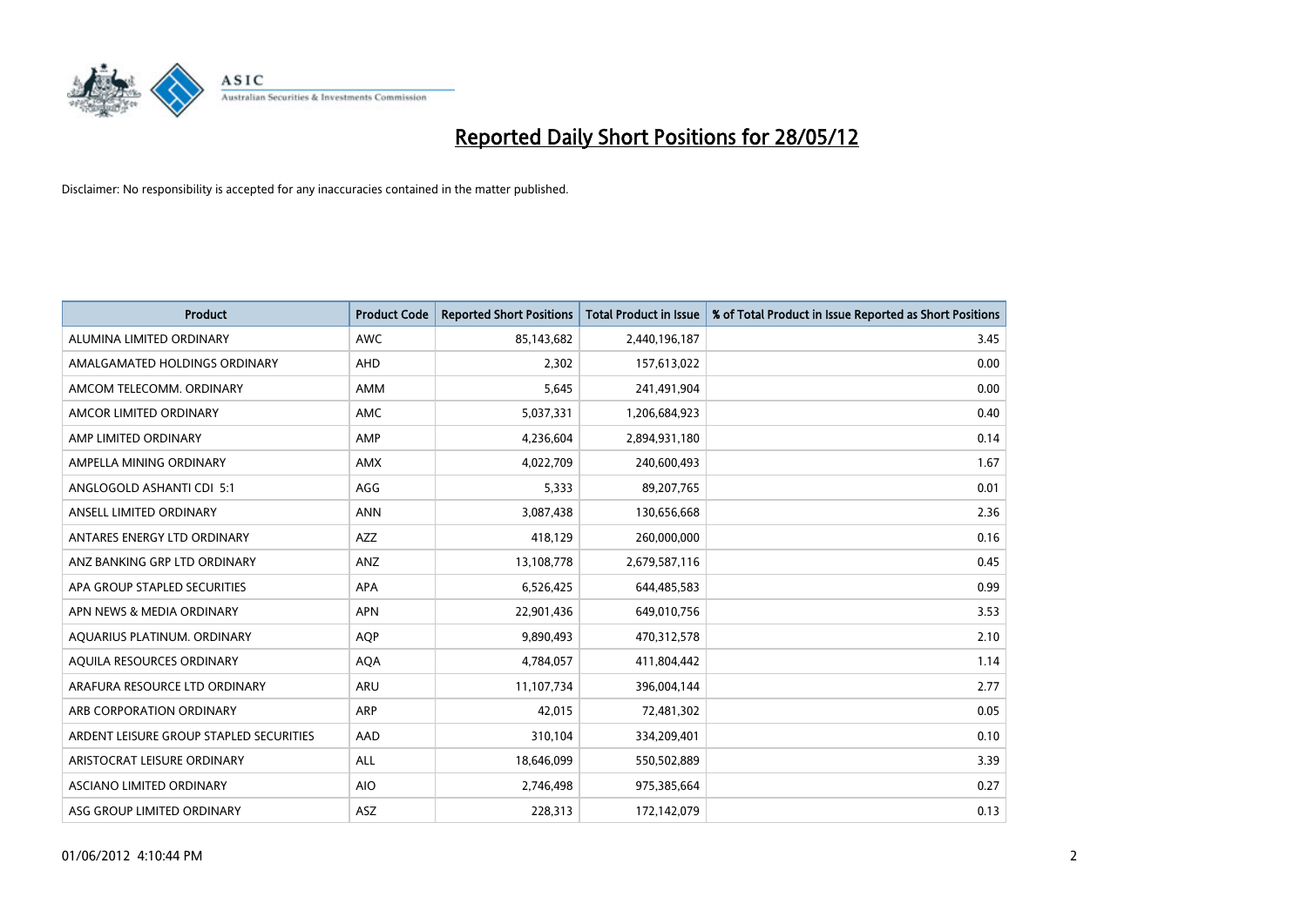# Reported Daily Short Positions for 28/05/12

Disclaimer: No responsibility is accepted for any inaccuracies contained in the matter published.

| Product | Product Code | Reported Short Positions | Total Product in Issue | % of Total Product in Issue Reported as Short Positions |
|---|---|---|---|---|
| ALUMINA LIMITED ORDINARY | AWC | 85,143,682 | 2,440,196,187 | 3.45 |
| AMALGAMATED HOLDINGS ORDINARY | AHD | 2,302 | 157,613,022 | 0.00 |
| AMCOM TELECOMM. ORDINARY | AMM | 5,645 | 241,491,904 | 0.00 |
| AMCOR LIMITED ORDINARY | AMC | 5,037,331 | 1,206,684,923 | 0.40 |
| AMP LIMITED ORDINARY | AMP | 4,236,604 | 2,894,931,180 | 0.14 |
| AMPELLA MINING ORDINARY | AMX | 4,022,709 | 240,600,493 | 1.67 |
| ANGLOGOLD ASHANTI CDI 5:1 | AGG | 5,333 | 89,207,765 | 0.01 |
| ANSELL LIMITED ORDINARY | ANN | 3,087,438 | 130,656,668 | 2.36 |
| ANTARES ENERGY LTD ORDINARY | AZZ | 418,129 | 260,000,000 | 0.16 |
| ANZ BANKING GRP LTD ORDINARY | ANZ | 13,108,778 | 2,679,587,116 | 0.45 |
| APA GROUP STAPLED SECURITIES | APA | 6,526,425 | 644,485,583 | 0.99 |
| APN NEWS & MEDIA ORDINARY | APN | 22,901,436 | 649,010,756 | 3.53 |
| AQUARIUS PLATINUM. ORDINARY | AQP | 9,890,493 | 470,312,578 | 2.10 |
| AQUILA RESOURCES ORDINARY | AQA | 4,784,057 | 411,804,442 | 1.14 |
| ARAFURA RESOURCE LTD ORDINARY | ARU | 11,107,734 | 396,004,144 | 2.77 |
| ARB CORPORATION ORDINARY | ARP | 42,015 | 72,481,302 | 0.05 |
| ARDENT LEISURE GROUP STAPLED SECURITIES | AAD | 310,104 | 334,209,401 | 0.10 |
| ARISTOCRAT LEISURE ORDINARY | ALL | 18,646,099 | 550,502,889 | 3.39 |
| ASCIANO LIMITED ORDINARY | AIO | 2,746,498 | 975,385,664 | 0.27 |
| ASG GROUP LIMITED ORDINARY | ASZ | 228,313 | 172,142,079 | 0.13 |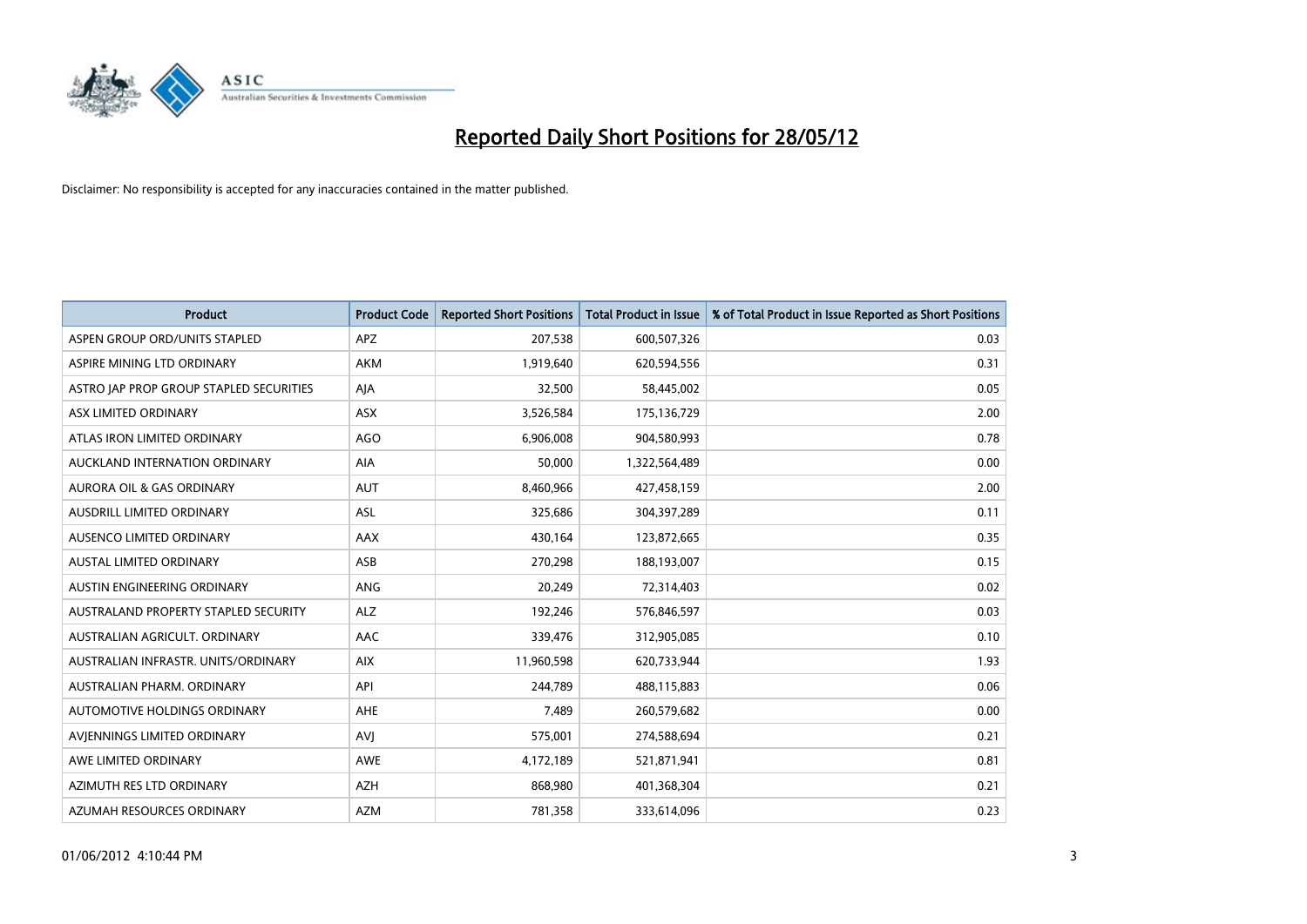# Reported Daily Short Positions for 28/05/12

Disclaimer: No responsibility is accepted for any inaccuracies contained in the matter published.

| Product | Product Code | Reported Short Positions | Total Product in Issue | % of Total Product in Issue Reported as Short Positions |
|---|---|---|---|---|
| ASPEN GROUP ORD/UNITS STAPLED | APZ | 207,538 | 600,507,326 | 0.03 |
| ASPIRE MINING LTD ORDINARY | AKM | 1,919,640 | 620,594,556 | 0.31 |
| ASTRO JAP PROP GROUP STAPLED SECURITIES | AJA | 32,500 | 58,445,002 | 0.05 |
| ASX LIMITED ORDINARY | ASX | 3,526,584 | 175,136,729 | 2.00 |
| ATLAS IRON LIMITED ORDINARY | AGO | 6,906,008 | 904,580,993 | 0.78 |
| AUCKLAND INTERNATION ORDINARY | AIA | 50,000 | 1,322,564,489 | 0.00 |
| AURORA OIL & GAS ORDINARY | AUT | 8,460,966 | 427,458,159 | 2.00 |
| AUSDRILL LIMITED ORDINARY | ASL | 325,686 | 304,397,289 | 0.11 |
| AUSENCO LIMITED ORDINARY | AAX | 430,164 | 123,872,665 | 0.35 |
| AUSTAL LIMITED ORDINARY | ASB | 270,298 | 188,193,007 | 0.15 |
| AUSTIN ENGINEERING ORDINARY | ANG | 20,249 | 72,314,403 | 0.02 |
| AUSTRALAND PROPERTY STAPLED SECURITY | ALZ | 192,246 | 576,846,597 | 0.03 |
| AUSTRALIAN AGRICULT. ORDINARY | AAC | 339,476 | 312,905,085 | 0.10 |
| AUSTRALIAN INFRASTR. UNITS/ORDINARY | AIX | 11,960,598 | 620,733,944 | 1.93 |
| AUSTRALIAN PHARM. ORDINARY | API | 244,789 | 488,115,883 | 0.06 |
| AUTOMOTIVE HOLDINGS ORDINARY | AHE | 7,489 | 260,579,682 | 0.00 |
| AVJENNINGS LIMITED ORDINARY | AVJ | 575,001 | 274,588,694 | 0.21 |
| AWE LIMITED ORDINARY | AWE | 4,172,189 | 521,871,941 | 0.81 |
| AZIMUTH RES LTD ORDINARY | AZH | 868,980 | 401,368,304 | 0.21 |
| AZUMAH RESOURCES ORDINARY | AZM | 781,358 | 333,614,096 | 0.23 |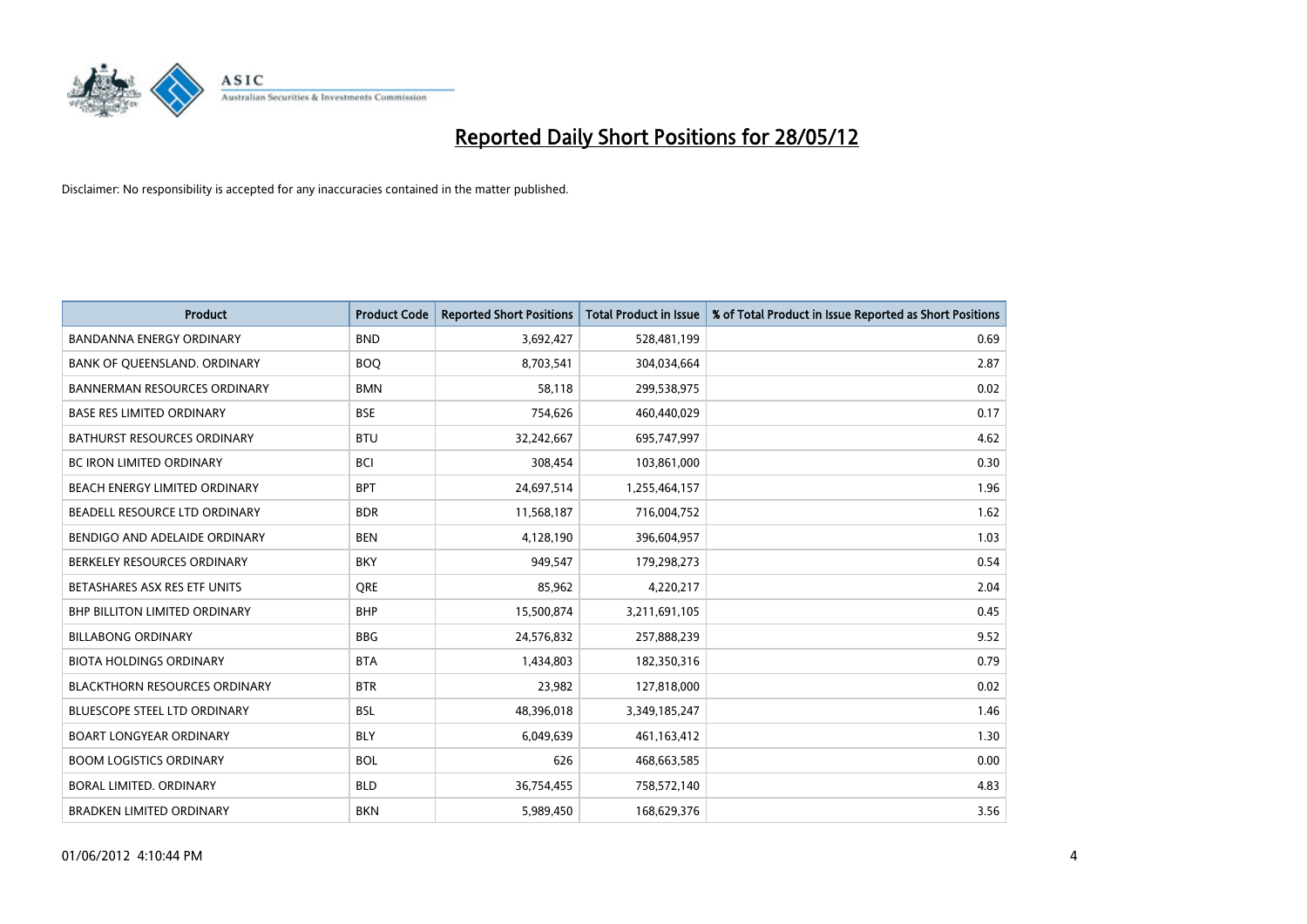# Reported Daily Short Positions for 28/05/12

Disclaimer: No responsibility is accepted for any inaccuracies contained in the matter published.

| Product | Product Code | Reported Short Positions | Total Product in Issue | % of Total Product in Issue Reported as Short Positions |
|---|---|---|---|---|
| BANDANNA ENERGY ORDINARY | BND | 3,692,427 | 528,481,199 | 0.69 |
| BANK OF QUEENSLAND. ORDINARY | BOQ | 8,703,541 | 304,034,664 | 2.87 |
| BANNERMAN RESOURCES ORDINARY | BMN | 58,118 | 299,538,975 | 0.02 |
| BASE RES LIMITED ORDINARY | BSE | 754,626 | 460,440,029 | 0.17 |
| BATHURST RESOURCES ORDINARY | BTU | 32,242,667 | 695,747,997 | 4.62 |
| BC IRON LIMITED ORDINARY | BCI | 308,454 | 103,861,000 | 0.30 |
| BEACH ENERGY LIMITED ORDINARY | BPT | 24,697,514 | 1,255,464,157 | 1.96 |
| BEADELL RESOURCE LTD ORDINARY | BDR | 11,568,187 | 716,004,752 | 1.62 |
| BENDIGO AND ADELAIDE ORDINARY | BEN | 4,128,190 | 396,604,957 | 1.03 |
| BERKELEY RESOURCES ORDINARY | BKY | 949,547 | 179,298,273 | 0.54 |
| BETASHARES ASX RES ETF UNITS | QRE | 85,962 | 4,220,217 | 2.04 |
| BHP BILLITON LIMITED ORDINARY | BHP | 15,500,874 | 3,211,691,105 | 0.45 |
| BILLABONG ORDINARY | BBG | 24,576,832 | 257,888,239 | 9.52 |
| BIOTA HOLDINGS ORDINARY | BTA | 1,434,803 | 182,350,316 | 0.79 |
| BLACKTHORN RESOURCES ORDINARY | BTR | 23,982 | 127,818,000 | 0.02 |
| BLUESCOPE STEEL LTD ORDINARY | BSL | 48,396,018 | 3,349,185,247 | 1.46 |
| BOART LONGYEAR ORDINARY | BLY | 6,049,639 | 461,163,412 | 1.30 |
| BOOM LOGISTICS ORDINARY | BOL | 626 | 468,663,585 | 0.00 |
| BORAL LIMITED. ORDINARY | BLD | 36,754,455 | 758,572,140 | 4.83 |
| BRADKEN LIMITED ORDINARY | BKN | 5,989,450 | 168,629,376 | 3.56 |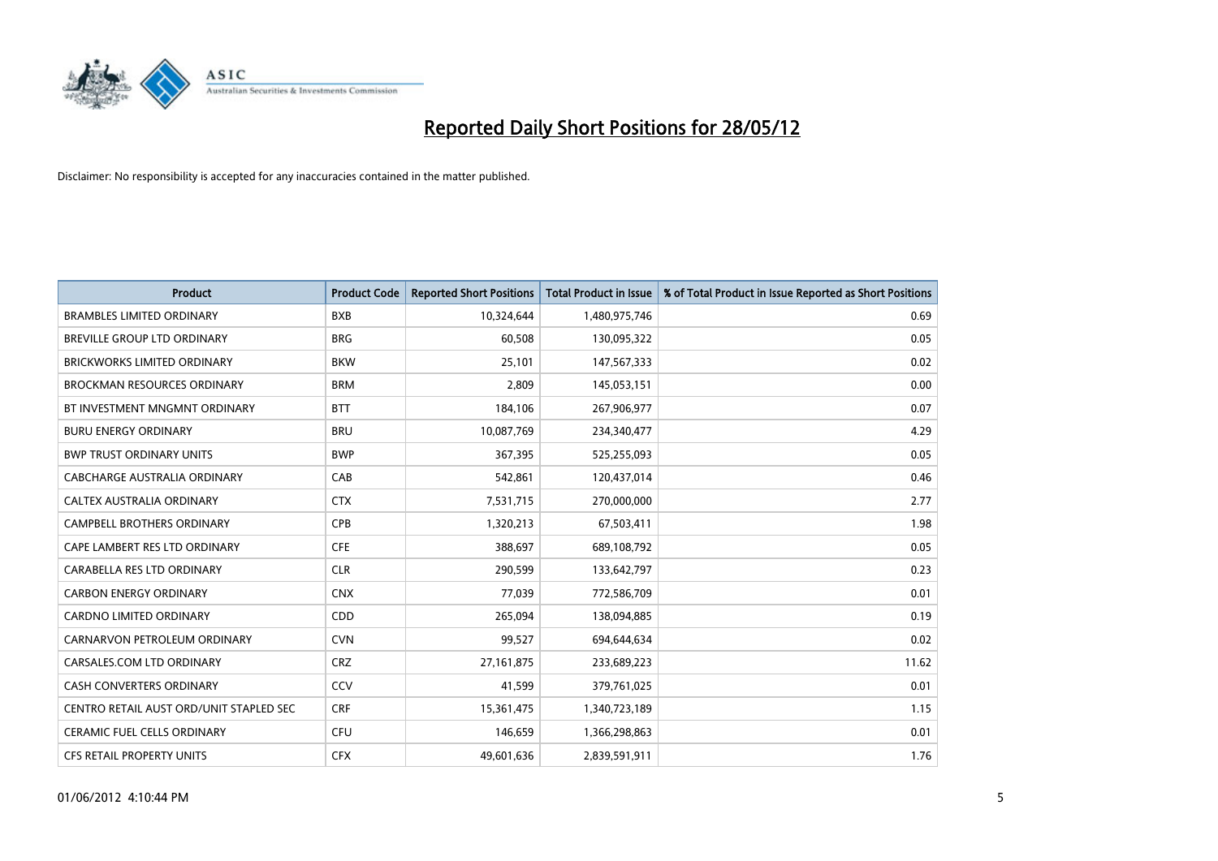# Reported Daily Short Positions for 28/05/12

Disclaimer: No responsibility is accepted for any inaccuracies contained in the matter published.

| Product | Product Code | Reported Short Positions | Total Product in Issue | % of Total Product in Issue Reported as Short Positions |
|---|---|---|---|---|
| BRAMBLES LIMITED ORDINARY | BXB | 10,324,644 | 1,480,975,746 | 0.69 |
| BREVILLE GROUP LTD ORDINARY | BRG | 60,508 | 130,095,322 | 0.05 |
| BRICKWORKS LIMITED ORDINARY | BKW | 25,101 | 147,567,333 | 0.02 |
| BROCKMAN RESOURCES ORDINARY | BRM | 2,809 | 145,053,151 | 0.00 |
| BT INVESTMENT MNGMNT ORDINARY | BTT | 184,106 | 267,906,977 | 0.07 |
| BURU ENERGY ORDINARY | BRU | 10,087,769 | 234,340,477 | 4.29 |
| BWP TRUST ORDINARY UNITS | BWP | 367,395 | 525,255,093 | 0.05 |
| CABCHARGE AUSTRALIA ORDINARY | CAB | 542,861 | 120,437,014 | 0.46 |
| CALTEX AUSTRALIA ORDINARY | CTX | 7,531,715 | 270,000,000 | 2.77 |
| CAMPBELL BROTHERS ORDINARY | CPB | 1,320,213 | 67,503,411 | 1.98 |
| CAPE LAMBERT RES LTD ORDINARY | CFE | 388,697 | 689,108,792 | 0.05 |
| CARABELLA RES LTD ORDINARY | CLR | 290,599 | 133,642,797 | 0.23 |
| CARBON ENERGY ORDINARY | CNX | 77,039 | 772,586,709 | 0.01 |
| CARDNO LIMITED ORDINARY | CDD | 265,094 | 138,094,885 | 0.19 |
| CARNARVON PETROLEUM ORDINARY | CVN | 99,527 | 694,644,634 | 0.02 |
| CARSALES.COM LTD ORDINARY | CRZ | 27,161,875 | 233,689,223 | 11.62 |
| CASH CONVERTERS ORDINARY | CCV | 41,599 | 379,761,025 | 0.01 |
| CENTRO RETAIL AUST ORD/UNIT STAPLED SEC | CRF | 15,361,475 | 1,340,723,189 | 1.15 |
| CERAMIC FUEL CELLS ORDINARY | CFU | 146,659 | 1,366,298,863 | 0.01 |
| CFS RETAIL PROPERTY UNITS | CFX | 49,601,636 | 2,839,591,911 | 1.76 |

01/06/2012 4:10:44 PM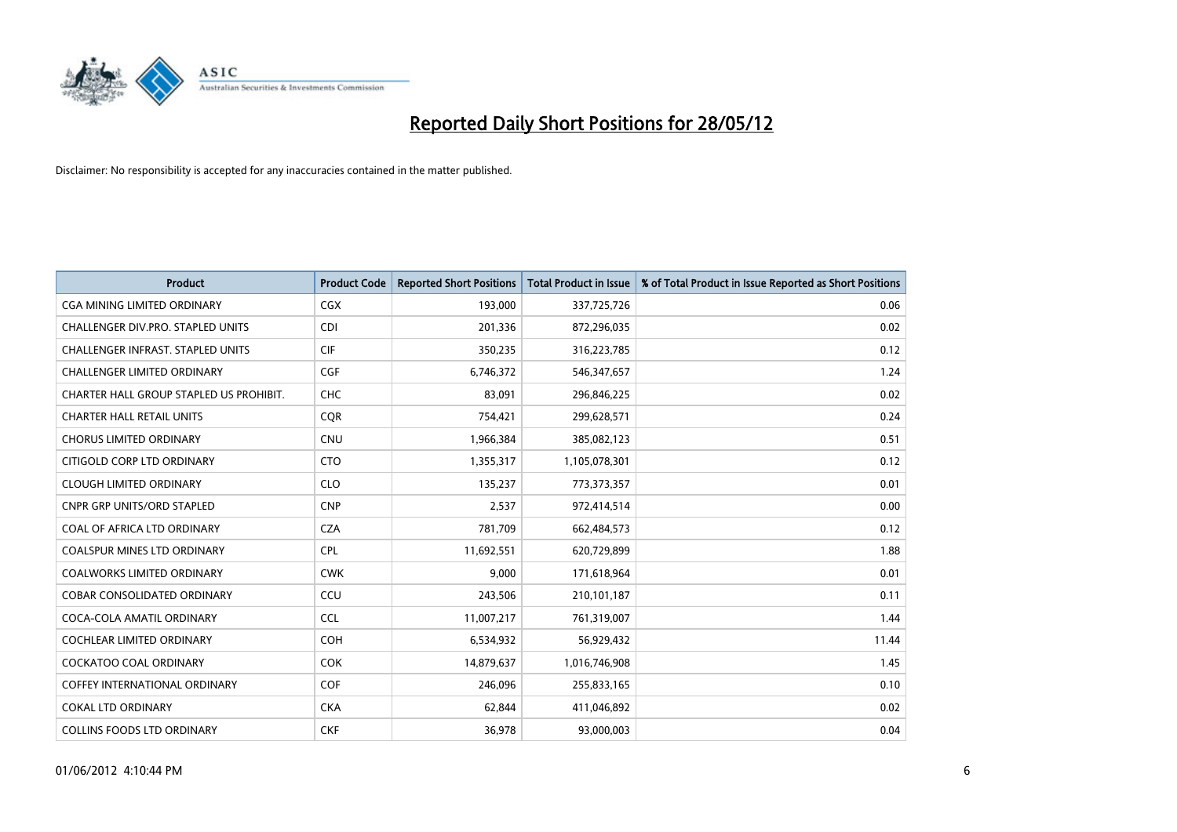# Reported Daily Short Positions for 28/05/12

Disclaimer: No responsibility is accepted for any inaccuracies contained in the matter published.

| Product | Product Code | Reported Short Positions | Total Product in Issue | % of Total Product in Issue Reported as Short Positions |
|---|---|---|---|---|
| CGA MINING LIMITED ORDINARY | CGX | 193,000 | 337,725,726 | 0.06 |
| CHALLENGER DIV.PRO. STAPLED UNITS | CDI | 201,336 | 872,296,035 | 0.02 |
| CHALLENGER INFRAST. STAPLED UNITS | CIF | 350,235 | 316,223,785 | 0.12 |
| CHALLENGER LIMITED ORDINARY | CGF | 6,746,372 | 546,347,657 | 1.24 |
| CHARTER HALL GROUP STAPLED US PROHIBIT. | CHC | 83,091 | 296,846,225 | 0.02 |
| CHARTER HALL RETAIL UNITS | CQR | 754,421 | 299,628,571 | 0.24 |
| CHORUS LIMITED ORDINARY | CNU | 1,966,384 | 385,082,123 | 0.51 |
| CITIGOLD CORP LTD ORDINARY | CTO | 1,355,317 | 1,105,078,301 | 0.12 |
| CLOUGH LIMITED ORDINARY | CLO | 135,237 | 773,373,357 | 0.01 |
| CNPR GRP UNITS/ORD STAPLED | CNP | 2,537 | 972,414,514 | 0.00 |
| COAL OF AFRICA LTD ORDINARY | CZA | 781,709 | 662,484,573 | 0.12 |
| COALSPUR MINES LTD ORDINARY | CPL | 11,692,551 | 620,729,899 | 1.88 |
| COALWORKS LIMITED ORDINARY | CWK | 9,000 | 171,618,964 | 0.01 |
| COBAR CONSOLIDATED ORDINARY | CCU | 243,506 | 210,101,187 | 0.11 |
| COCA-COLA AMATIL ORDINARY | CCL | 11,007,217 | 761,319,007 | 1.44 |
| COCHLEAR LIMITED ORDINARY | COH | 6,534,932 | 56,929,432 | 11.44 |
| COCKATOO COAL ORDINARY | COK | 14,879,637 | 1,016,746,908 | 1.45 |
| COFFEY INTERNATIONAL ORDINARY | COF | 246,096 | 255,833,165 | 0.10 |
| COKAL LTD ORDINARY | CKA | 62,844 | 411,046,892 | 0.02 |
| COLLINS FOODS LTD ORDINARY | CKF | 36,978 | 93,000,003 | 0.04 |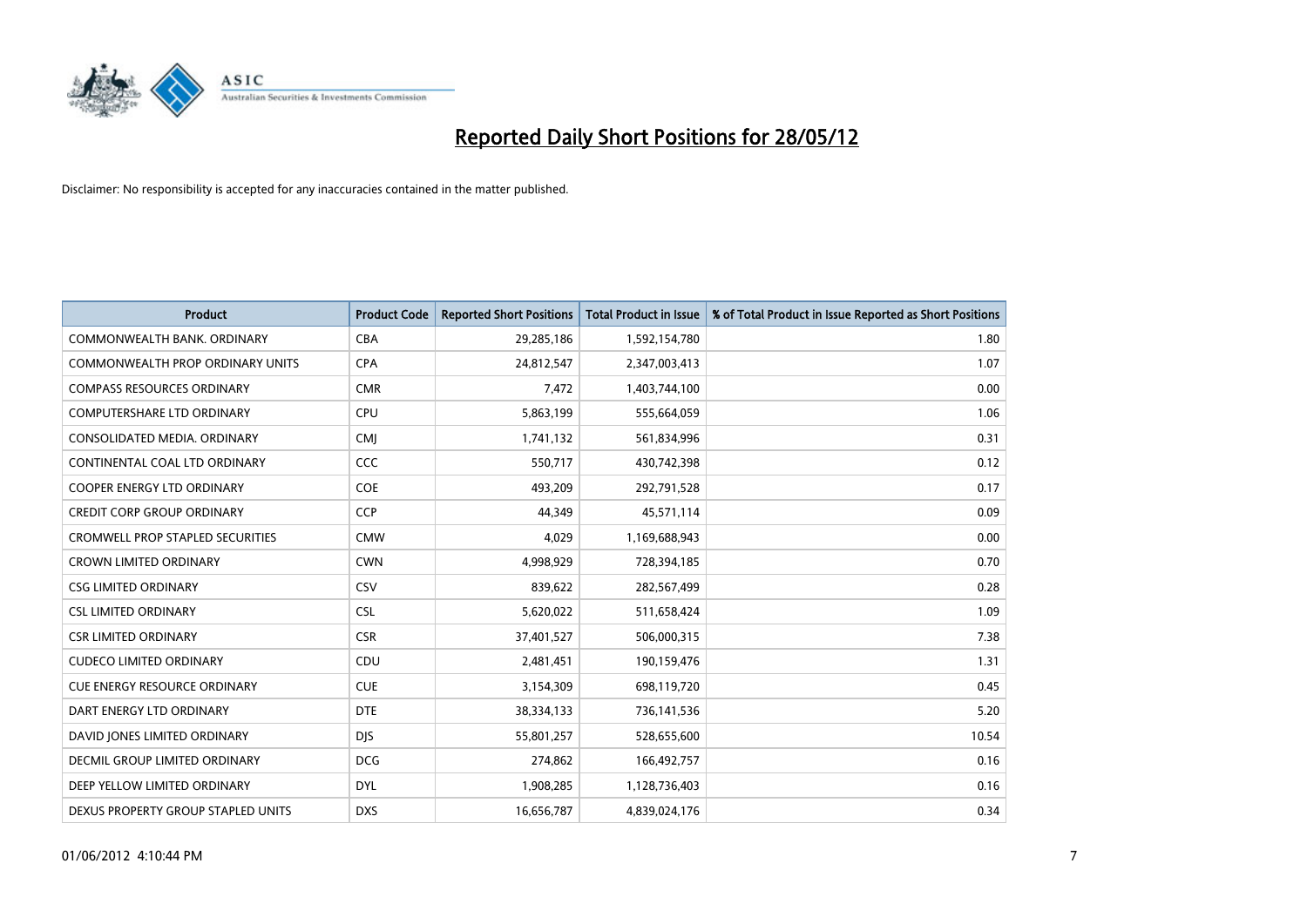# Reported Daily Short Positions for 28/05/12

Disclaimer: No responsibility is accepted for any inaccuracies contained in the matter published.

| Product | Product Code | Reported Short Positions | Total Product in Issue | % of Total Product in Issue Reported as Short Positions |
|---|---|---|---|---|
| COMMONWEALTH BANK. ORDINARY | CBA | 29,285,186 | 1,592,154,780 | 1.80 |
| COMMONWEALTH PROP ORDINARY UNITS | CPA | 24,812,547 | 2,347,003,413 | 1.07 |
| COMPASS RESOURCES ORDINARY | CMR | 7,472 | 1,403,744,100 | 0.00 |
| COMPUTERSHARE LTD ORDINARY | CPU | 5,863,199 | 555,664,059 | 1.06 |
| CONSOLIDATED MEDIA. ORDINARY | CMJ | 1,741,132 | 561,834,996 | 0.31 |
| CONTINENTAL COAL LTD ORDINARY | CCC | 550,717 | 430,742,398 | 0.12 |
| COOPER ENERGY LTD ORDINARY | COE | 493,209 | 292,791,528 | 0.17 |
| CREDIT CORP GROUP ORDINARY | CCP | 44,349 | 45,571,114 | 0.09 |
| CROMWELL PROP STAPLED SECURITIES | CMW | 4,029 | 1,169,688,943 | 0.00 |
| CROWN LIMITED ORDINARY | CWN | 4,998,929 | 728,394,185 | 0.70 |
| CSG LIMITED ORDINARY | CSV | 839,622 | 282,567,499 | 0.28 |
| CSL LIMITED ORDINARY | CSL | 5,620,022 | 511,658,424 | 1.09 |
| CSR LIMITED ORDINARY | CSR | 37,401,527 | 506,000,315 | 7.38 |
| CUDECO LIMITED ORDINARY | CDU | 2,481,451 | 190,159,476 | 1.31 |
| CUE ENERGY RESOURCE ORDINARY | CUE | 3,154,309 | 698,119,720 | 0.45 |
| DART ENERGY LTD ORDINARY | DTE | 38,334,133 | 736,141,536 | 5.20 |
| DAVID JONES LIMITED ORDINARY | DJS | 55,801,257 | 528,655,600 | 10.54 |
| DECMIL GROUP LIMITED ORDINARY | DCG | 274,862 | 166,492,757 | 0.16 |
| DEEP YELLOW LIMITED ORDINARY | DYL | 1,908,285 | 1,128,736,403 | 0.16 |
| DEXUS PROPERTY GROUP STAPLED UNITS | DXS | 16,656,787 | 4,839,024,176 | 0.34 |

01/06/2012 4:10:44 PM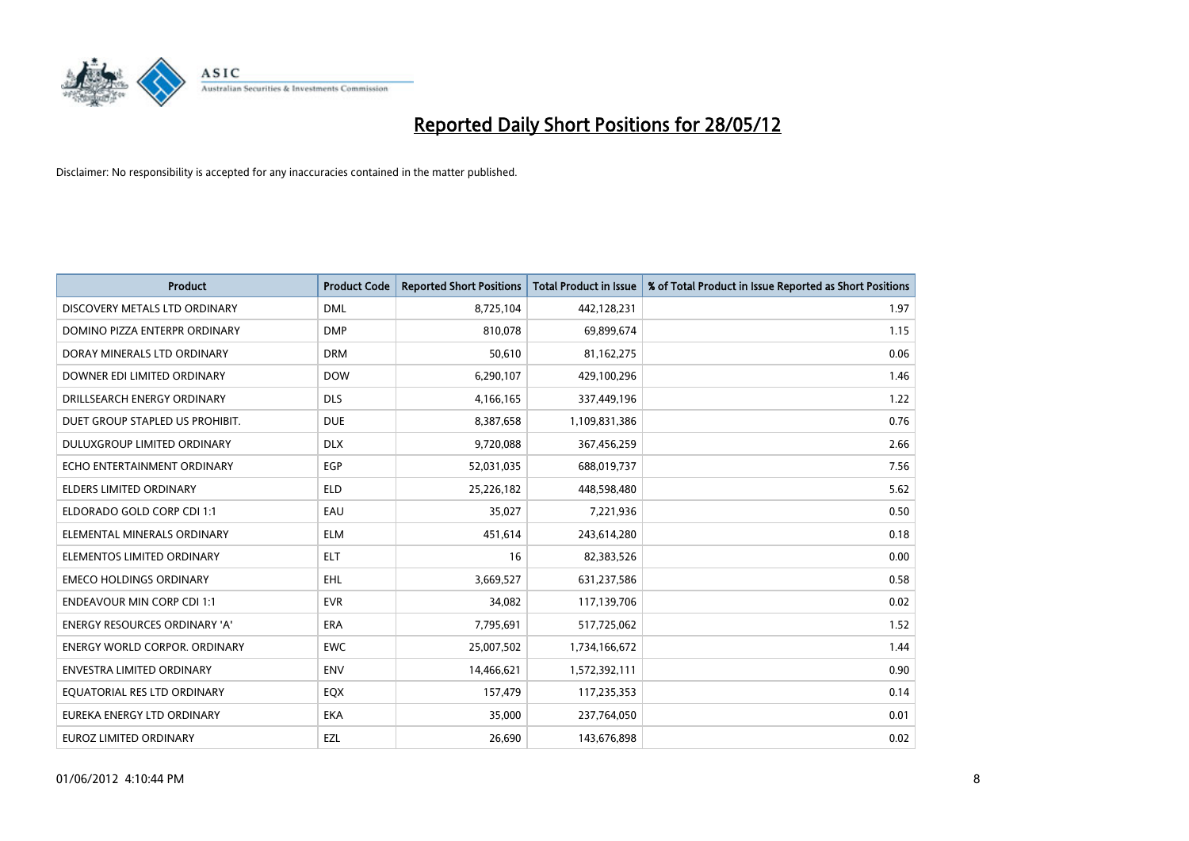# Reported Daily Short Positions for 28/05/12

Disclaimer: No responsibility is accepted for any inaccuracies contained in the matter published.

| Product | Product Code | Reported Short Positions | Total Product in Issue | % of Total Product in Issue Reported as Short Positions |
|---|---|---|---|---|
| DISCOVERY METALS LTD ORDINARY | DML | 8,725,104 | 442,128,231 | 1.97 |
| DOMINO PIZZA ENTERPR ORDINARY | DMP | 810,078 | 69,899,674 | 1.15 |
| DORAY MINERALS LTD ORDINARY | DRM | 50,610 | 81,162,275 | 0.06 |
| DOWNER EDI LIMITED ORDINARY | DOW | 6,290,107 | 429,100,296 | 1.46 |
| DRILLSEARCH ENERGY ORDINARY | DLS | 4,166,165 | 337,449,196 | 1.22 |
| DUET GROUP STAPLED US PROHIBIT. | DUE | 8,387,658 | 1,109,831,386 | 0.76 |
| DULUXGROUP LIMITED ORDINARY | DLX | 9,720,088 | 367,456,259 | 2.66 |
| ECHO ENTERTAINMENT ORDINARY | EGP | 52,031,035 | 688,019,737 | 7.56 |
| ELDERS LIMITED ORDINARY | ELD | 25,226,182 | 448,598,480 | 5.62 |
| ELDORADO GOLD CORP CDI 1:1 | EAU | 35,027 | 7,221,936 | 0.50 |
| ELEMENTAL MINERALS ORDINARY | ELM | 451,614 | 243,614,280 | 0.18 |
| ELEMENTOS LIMITED ORDINARY | ELT | 16 | 82,383,526 | 0.00 |
| EMECO HOLDINGS ORDINARY | EHL | 3,669,527 | 631,237,586 | 0.58 |
| ENDEAVOUR MIN CORP CDI 1:1 | EVR | 34,082 | 117,139,706 | 0.02 |
| ENERGY RESOURCES ORDINARY 'A' | ERA | 7,795,691 | 517,725,062 | 1.52 |
| ENERGY WORLD CORPOR. ORDINARY | EWC | 25,007,502 | 1,734,166,672 | 1.44 |
| ENVESTRA LIMITED ORDINARY | ENV | 14,466,621 | 1,572,392,111 | 0.90 |
| EQUATORIAL RES LTD ORDINARY | EQX | 157,479 | 117,235,353 | 0.14 |
| EUREKA ENERGY LTD ORDINARY | EKA | 35,000 | 237,764,050 | 0.01 |
| EUROZ LIMITED ORDINARY | EZL | 26,690 | 143,676,898 | 0.02 |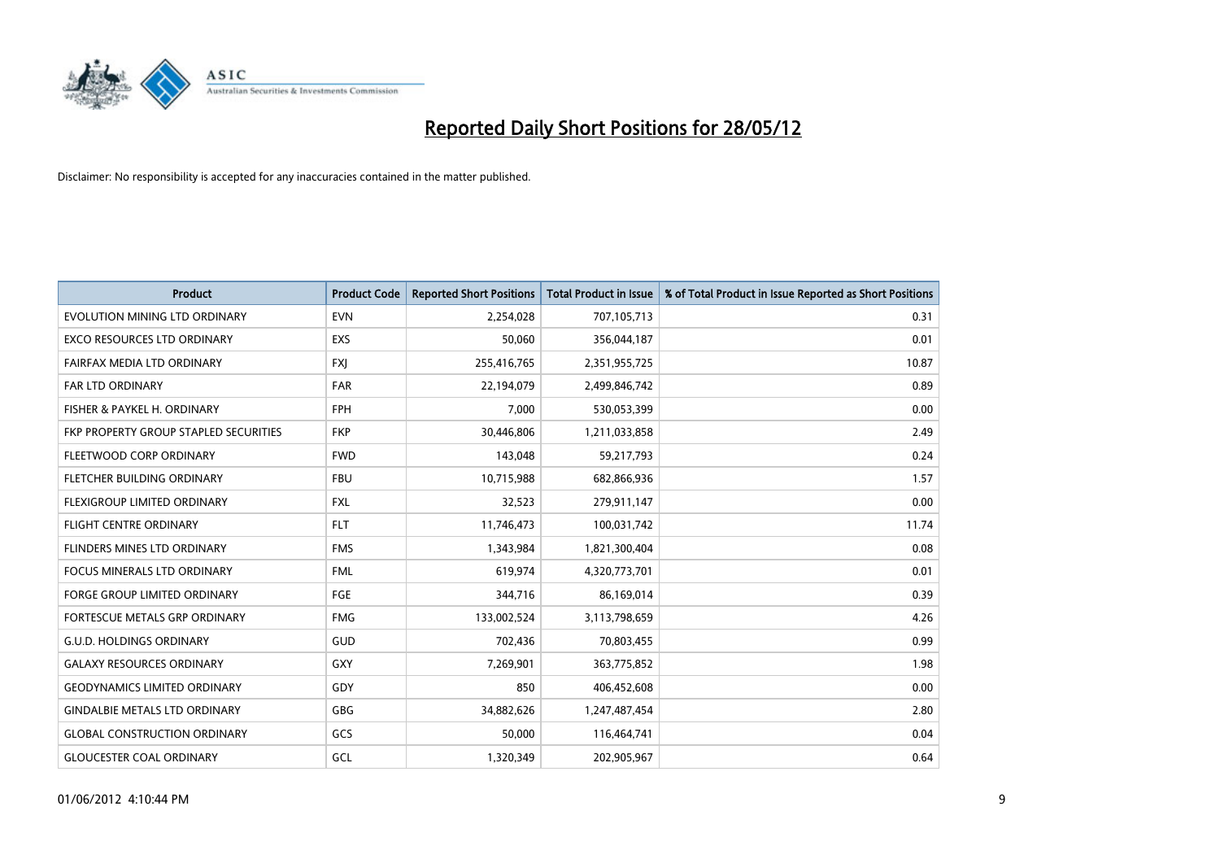# Reported Daily Short Positions for 28/05/12

Disclaimer: No responsibility is accepted for any inaccuracies contained in the matter published.

| Product | Product Code | Reported Short Positions | Total Product in Issue | % of Total Product in Issue Reported as Short Positions |
|---|---|---|---|---|
| EVOLUTION MINING LTD ORDINARY | EVN | 2,254,028 | 707,105,713 | 0.31 |
| EXCO RESOURCES LTD ORDINARY | EXS | 50,060 | 356,044,187 | 0.01 |
| FAIRFAX MEDIA LTD ORDINARY | FXJ | 255,416,765 | 2,351,955,725 | 10.87 |
| FAR LTD ORDINARY | FAR | 22,194,079 | 2,499,846,742 | 0.89 |
| FISHER & PAYKEL H. ORDINARY | FPH | 7,000 | 530,053,399 | 0.00 |
| FKP PROPERTY GROUP STAPLED SECURITIES | FKP | 30,446,806 | 1,211,033,858 | 2.49 |
| FLEETWOOD CORP ORDINARY | FWD | 143,048 | 59,217,793 | 0.24 |
| FLETCHER BUILDING ORDINARY | FBU | 10,715,988 | 682,866,936 | 1.57 |
| FLEXIGROUP LIMITED ORDINARY | FXL | 32,523 | 279,911,147 | 0.00 |
| FLIGHT CENTRE ORDINARY | FLT | 11,746,473 | 100,031,742 | 11.74 |
| FLINDERS MINES LTD ORDINARY | FMS | 1,343,984 | 1,821,300,404 | 0.08 |
| FOCUS MINERALS LTD ORDINARY | FML | 619,974 | 4,320,773,701 | 0.01 |
| FORGE GROUP LIMITED ORDINARY | FGE | 344,716 | 86,169,014 | 0.39 |
| FORTESCUE METALS GRP ORDINARY | FMG | 133,002,524 | 3,113,798,659 | 4.26 |
| G.U.D. HOLDINGS ORDINARY | GUD | 702,436 | 70,803,455 | 0.99 |
| GALAXY RESOURCES ORDINARY | GXY | 7,269,901 | 363,775,852 | 1.98 |
| GEODYNAMICS LIMITED ORDINARY | GDY | 850 | 406,452,608 | 0.00 |
| GINDALBIE METALS LTD ORDINARY | GBG | 34,882,626 | 1,247,487,454 | 2.80 |
| GLOBAL CONSTRUCTION ORDINARY | GCS | 50,000 | 116,464,741 | 0.04 |
| GLOUCESTER COAL ORDINARY | GCL | 1,320,349 | 202,905,967 | 0.64 |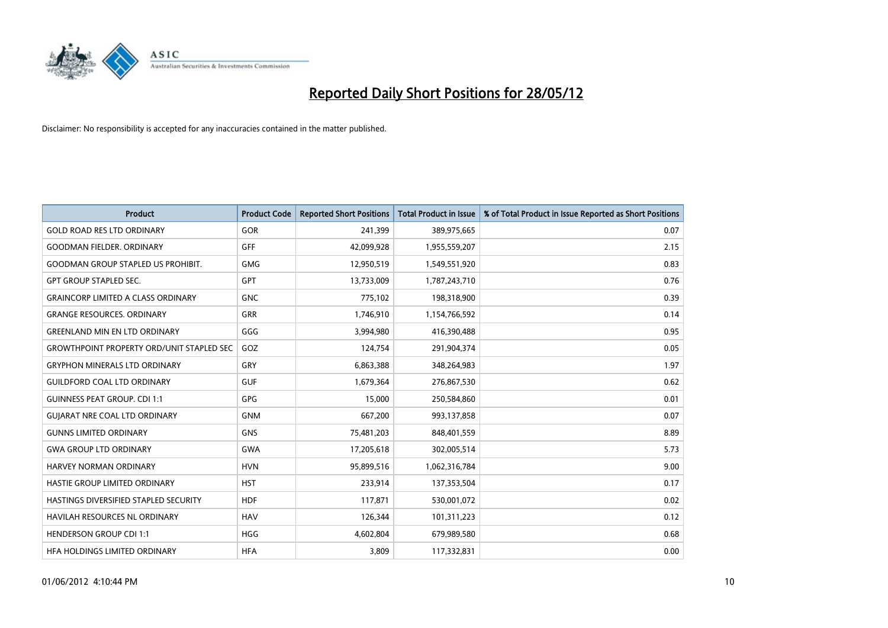# Reported Daily Short Positions for 28/05/12

Disclaimer: No responsibility is accepted for any inaccuracies contained in the matter published.

| Product | Product Code | Reported Short Positions | Total Product in Issue | % of Total Product in Issue Reported as Short Positions |
|---|---|---|---|---|
| GOLD ROAD RES LTD ORDINARY | GOR | 241,399 | 389,975,665 | 0.07 |
| GOODMAN FIELDER. ORDINARY | GFF | 42,099,928 | 1,955,559,207 | 2.15 |
| GOODMAN GROUP STAPLED US PROHIBIT. | GMG | 12,950,519 | 1,549,551,920 | 0.83 |
| GPT GROUP STAPLED SEC. | GPT | 13,733,009 | 1,787,243,710 | 0.76 |
| GRAINCORP LIMITED A CLASS ORDINARY | GNC | 775,102 | 198,318,900 | 0.39 |
| GRANGE RESOURCES. ORDINARY | GRR | 1,746,910 | 1,154,766,592 | 0.14 |
| GREENLAND MIN EN LTD ORDINARY | GGG | 3,994,980 | 416,390,488 | 0.95 |
| GROWTHPOINT PROPERTY ORD/UNIT STAPLED SEC | GOZ | 124,754 | 291,904,374 | 0.05 |
| GRYPHON MINERALS LTD ORDINARY | GRY | 6,863,388 | 348,264,983 | 1.97 |
| GUILDFORD COAL LTD ORDINARY | GUF | 1,679,364 | 276,867,530 | 0.62 |
| GUINNESS PEAT GROUP. CDI 1:1 | GPG | 15,000 | 250,584,860 | 0.01 |
| GUJARAT NRE COAL LTD ORDINARY | GNM | 667,200 | 993,137,858 | 0.07 |
| GUNNS LIMITED ORDINARY | GNS | 75,481,203 | 848,401,559 | 8.89 |
| GWA GROUP LTD ORDINARY | GWA | 17,205,618 | 302,005,514 | 5.73 |
| HARVEY NORMAN ORDINARY | HVN | 95,899,516 | 1,062,316,784 | 9.00 |
| HASTIE GROUP LIMITED ORDINARY | HST | 233,914 | 137,353,504 | 0.17 |
| HASTINGS DIVERSIFIED STAPLED SECURITY | HDF | 117,871 | 530,001,072 | 0.02 |
| HAVILAH RESOURCES NL ORDINARY | HAV | 126,344 | 101,311,223 | 0.12 |
| HENDERSON GROUP CDI 1:1 | HGG | 4,602,804 | 679,989,580 | 0.68 |
| HFA HOLDINGS LIMITED ORDINARY | HFA | 3,809 | 117,332,831 | 0.00 |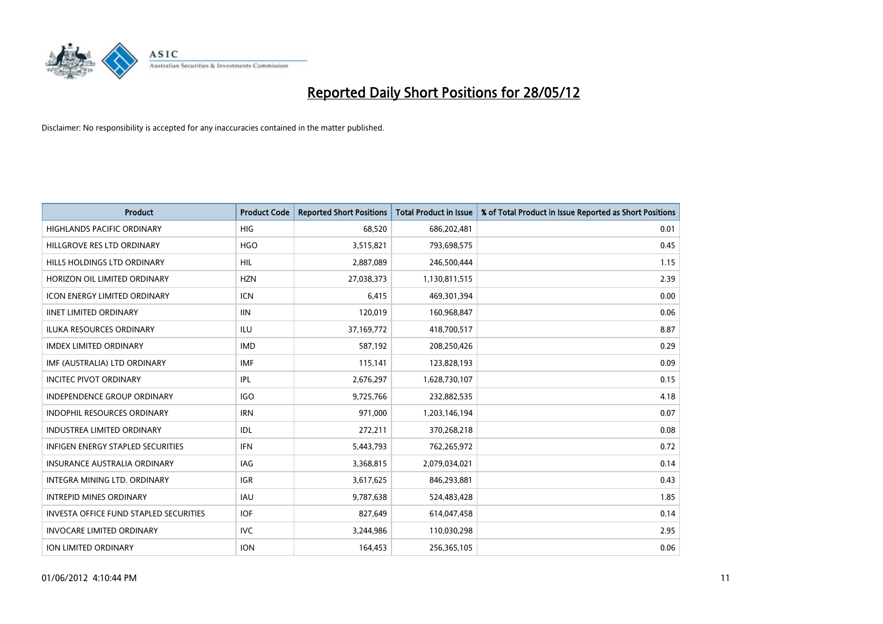# Reported Daily Short Positions for 28/05/12

Disclaimer: No responsibility is accepted for any inaccuracies contained in the matter published.

| Product | Product Code | Reported Short Positions | Total Product in Issue | % of Total Product in Issue Reported as Short Positions |
|---|---|---|---|---|
| HIGHLANDS PACIFIC ORDINARY | HIG | 68,520 | 686,202,481 | 0.01 |
| HILLGROVE RES LTD ORDINARY | HGO | 3,515,821 | 793,698,575 | 0.45 |
| HILLS HOLDINGS LTD ORDINARY | HIL | 2,887,089 | 246,500,444 | 1.15 |
| HORIZON OIL LIMITED ORDINARY | HZN | 27,038,373 | 1,130,811,515 | 2.39 |
| ICON ENERGY LIMITED ORDINARY | ICN | 6,415 | 469,301,394 | 0.00 |
| IINET LIMITED ORDINARY | IIN | 120,019 | 160,968,847 | 0.06 |
| ILUKA RESOURCES ORDINARY | ILU | 37,169,772 | 418,700,517 | 8.87 |
| IMDEX LIMITED ORDINARY | IMD | 587,192 | 208,250,426 | 0.29 |
| IMF (AUSTRALIA) LTD ORDINARY | IMF | 115,141 | 123,828,193 | 0.09 |
| INCITEC PIVOT ORDINARY | IPL | 2,676,297 | 1,628,730,107 | 0.15 |
| INDEPENDENCE GROUP ORDINARY | IGO | 9,725,766 | 232,882,535 | 4.18 |
| INDOPHIL RESOURCES ORDINARY | IRN | 971,000 | 1,203,146,194 | 0.07 |
| INDUSTREA LIMITED ORDINARY | IDL | 272,211 | 370,268,218 | 0.08 |
| INFIGEN ENERGY STAPLED SECURITIES | IFN | 5,443,793 | 762,265,972 | 0.72 |
| INSURANCE AUSTRALIA ORDINARY | IAG | 3,368,815 | 2,079,034,021 | 0.14 |
| INTEGRA MINING LTD. ORDINARY | IGR | 3,617,625 | 846,293,881 | 0.43 |
| INTREPID MINES ORDINARY | IAU | 9,787,638 | 524,483,428 | 1.85 |
| INVESTA OFFICE FUND STAPLED SECURITIES | IOF | 827,649 | 614,047,458 | 0.14 |
| INVOCARE LIMITED ORDINARY | IVC | 3,244,986 | 110,030,298 | 2.95 |
| ION LIMITED ORDINARY | ION | 164,453 | 256,365,105 | 0.06 |

01/06/2012 4:10:44 PM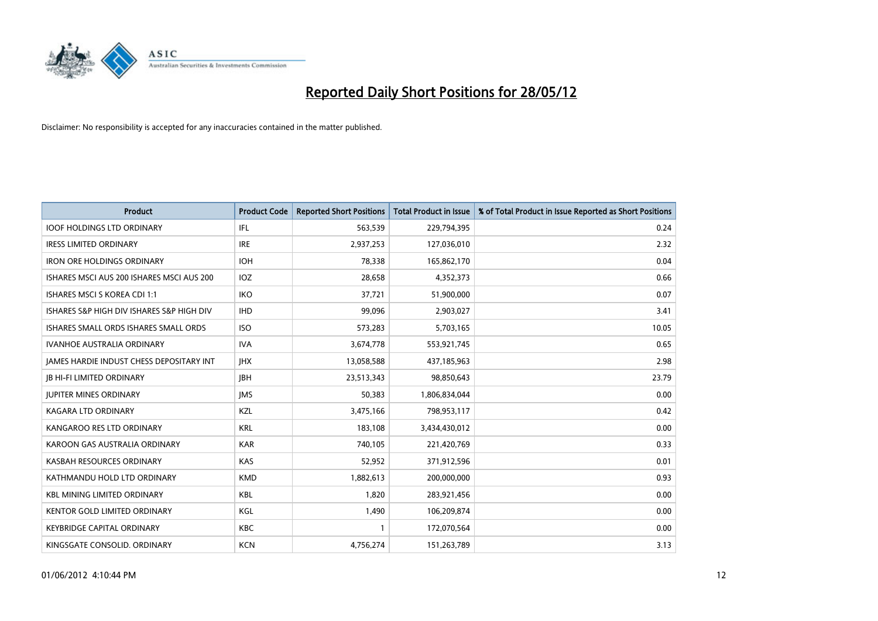# Reported Daily Short Positions for 28/05/12

Disclaimer: No responsibility is accepted for any inaccuracies contained in the matter published.

| Product | Product Code | Reported Short Positions | Total Product in Issue | % of Total Product in Issue Reported as Short Positions |
|---|---|---|---|---|
| IOOF HOLDINGS LTD ORDINARY | IFL | 563,539 | 229,794,395 | 0.24 |
| IRESS LIMITED ORDINARY | IRE | 2,937,253 | 127,036,010 | 2.32 |
| IRON ORE HOLDINGS ORDINARY | IOH | 78,338 | 165,862,170 | 0.04 |
| ISHARES MSCI AUS 200 ISHARES MSCI AUS 200 | IOZ | 28,658 | 4,352,373 | 0.66 |
| ISHARES MSCI S KOREA CDI 1:1 | IKO | 37,721 | 51,900,000 | 0.07 |
| ISHARES S&P HIGH DIV ISHARES S&P HIGH DIV | IHD | 99,096 | 2,903,027 | 3.41 |
| ISHARES SMALL ORDS ISHARES SMALL ORDS | ISO | 573,283 | 5,703,165 | 10.05 |
| IVANHOE AUSTRALIA ORDINARY | IVA | 3,674,778 | 553,921,745 | 0.65 |
| JAMES HARDIE INDUST CHESS DEPOSITARY INT | JHX | 13,058,588 | 437,185,963 | 2.98 |
| JB HI-FI LIMITED ORDINARY | JBH | 23,513,343 | 98,850,643 | 23.79 |
| JUPITER MINES ORDINARY | JMS | 50,383 | 1,806,834,044 | 0.00 |
| KAGARA LTD ORDINARY | KZL | 3,475,166 | 798,953,117 | 0.42 |
| KANGAROO RES LTD ORDINARY | KRL | 183,108 | 3,434,430,012 | 0.00 |
| KAROON GAS AUSTRALIA ORDINARY | KAR | 740,105 | 221,420,769 | 0.33 |
| KASBAH RESOURCES ORDINARY | KAS | 52,952 | 371,912,596 | 0.01 |
| KATHMANDU HOLD LTD ORDINARY | KMD | 1,882,613 | 200,000,000 | 0.93 |
| KBL MINING LIMITED ORDINARY | KBL | 1,820 | 283,921,456 | 0.00 |
| KENTOR GOLD LIMITED ORDINARY | KGL | 1,490 | 106,209,874 | 0.00 |
| KEYBRIDGE CAPITAL ORDINARY | KBC | 1 | 172,070,564 | 0.00 |
| KINGSGATE CONSOLID. ORDINARY | KCN | 4,756,274 | 151,263,789 | 3.13 |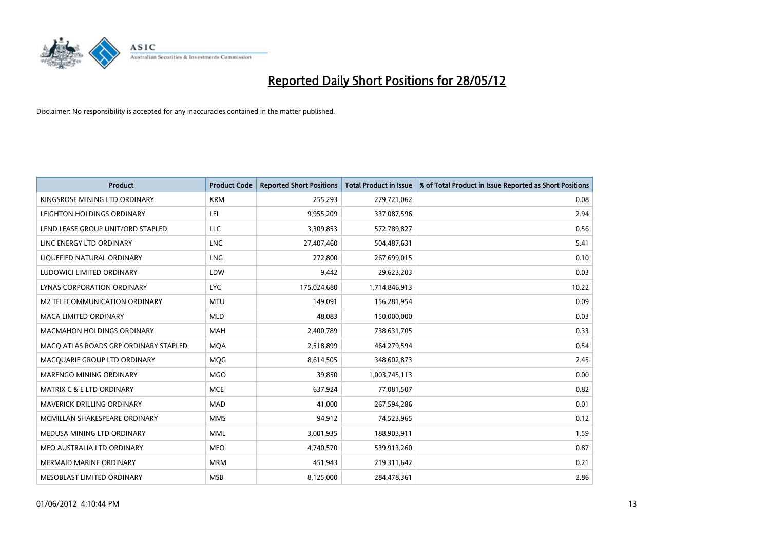# Reported Daily Short Positions for 28/05/12

Disclaimer: No responsibility is accepted for any inaccuracies contained in the matter published.

| Product | Product Code | Reported Short Positions | Total Product in Issue | % of Total Product in Issue Reported as Short Positions |
|---|---|---|---|---|
| KINGSROSE MINING LTD ORDINARY | KRM | 255,293 | 279,721,062 | 0.08 |
| LEIGHTON HOLDINGS ORDINARY | LEI | 9,955,209 | 337,087,596 | 2.94 |
| LEND LEASE GROUP UNIT/ORD STAPLED | LLC | 3,309,853 | 572,789,827 | 0.56 |
| LINC ENERGY LTD ORDINARY | LNC | 27,407,460 | 504,487,631 | 5.41 |
| LIQUEFIED NATURAL ORDINARY | LNG | 272,800 | 267,699,015 | 0.10 |
| LUDOWICI LIMITED ORDINARY | LDW | 9,442 | 29,623,203 | 0.03 |
| LYNAS CORPORATION ORDINARY | LYC | 175,024,680 | 1,714,846,913 | 10.22 |
| M2 TELECOMMUNICATION ORDINARY | MTU | 149,091 | 156,281,954 | 0.09 |
| MACA LIMITED ORDINARY | MLD | 48,083 | 150,000,000 | 0.03 |
| MACMAHON HOLDINGS ORDINARY | MAH | 2,400,789 | 738,631,705 | 0.33 |
| MACQ ATLAS ROADS GRP ORDINARY STAPLED | MQA | 2,518,899 | 464,279,594 | 0.54 |
| MACQUARIE GROUP LTD ORDINARY | MQG | 8,614,505 | 348,602,873 | 2.45 |
| MARENGO MINING ORDINARY | MGO | 39,850 | 1,003,745,113 | 0.00 |
| MATRIX C & E LTD ORDINARY | MCE | 637,924 | 77,081,507 | 0.82 |
| MAVERICK DRILLING ORDINARY | MAD | 41,000 | 267,594,286 | 0.01 |
| MCMILLAN SHAKESPEARE ORDINARY | MMS | 94,912 | 74,523,965 | 0.12 |
| MEDUSA MINING LTD ORDINARY | MML | 3,001,935 | 188,903,911 | 1.59 |
| MEO AUSTRALIA LTD ORDINARY | MEO | 4,740,570 | 539,913,260 | 0.87 |
| MERMAID MARINE ORDINARY | MRM | 451,943 | 219,311,642 | 0.21 |
| MESOBLAST LIMITED ORDINARY | MSB | 8,125,000 | 284,478,361 | 2.86 |

01/06/2012 4:10:44 PM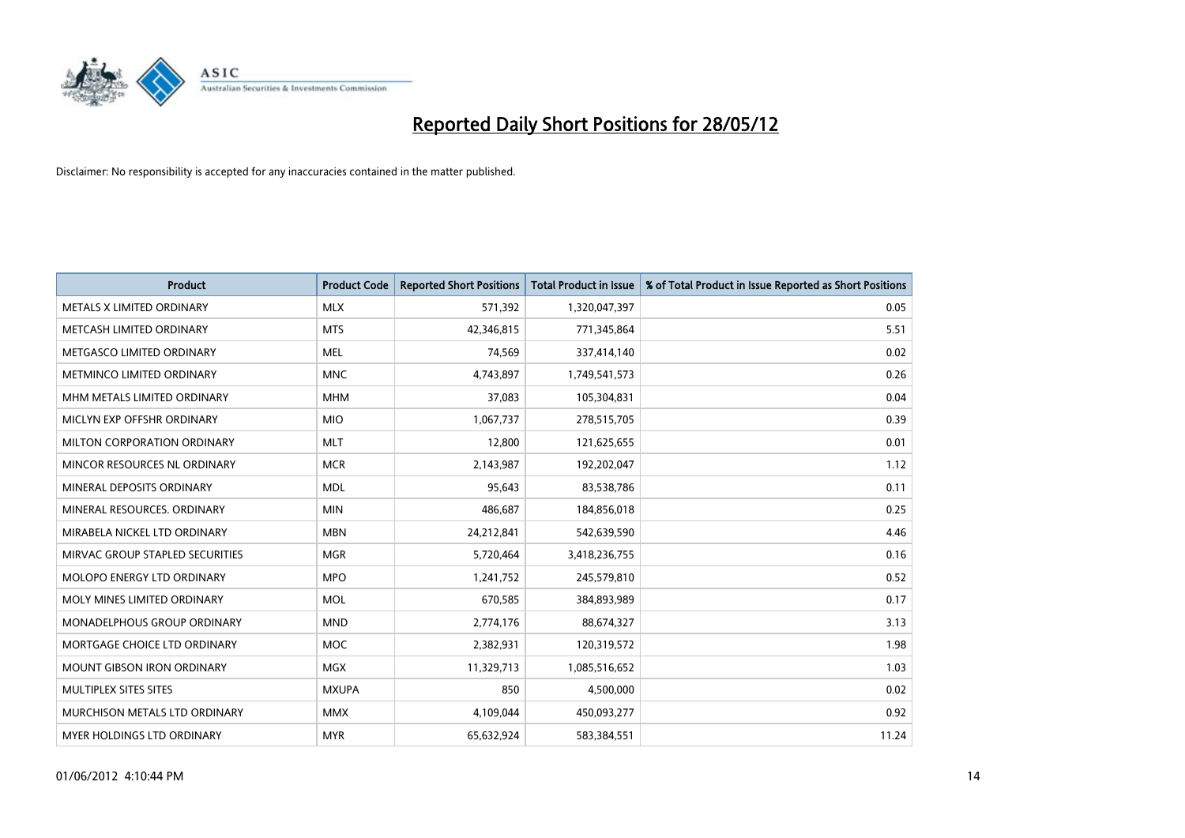# Reported Daily Short Positions for 28/05/12

Disclaimer: No responsibility is accepted for any inaccuracies contained in the matter published.

| Product | Product Code | Reported Short Positions | Total Product in Issue | % of Total Product in Issue Reported as Short Positions |
|---|---|---|---|---|
| METALS X LIMITED ORDINARY | MLX | 571,392 | 1,320,047,397 | 0.05 |
| METCASH LIMITED ORDINARY | MTS | 42,346,815 | 771,345,864 | 5.51 |
| METGASCO LIMITED ORDINARY | MEL | 74,569 | 337,414,140 | 0.02 |
| METMINCO LIMITED ORDINARY | MNC | 4,743,897 | 1,749,541,573 | 0.26 |
| MHM METALS LIMITED ORDINARY | MHM | 37,083 | 105,304,831 | 0.04 |
| MICLYN EXP OFFSHR ORDINARY | MIO | 1,067,737 | 278,515,705 | 0.39 |
| MILTON CORPORATION ORDINARY | MLT | 12,800 | 121,625,655 | 0.01 |
| MINCOR RESOURCES NL ORDINARY | MCR | 2,143,987 | 192,202,047 | 1.12 |
| MINERAL DEPOSITS ORDINARY | MDL | 95,643 | 83,538,786 | 0.11 |
| MINERAL RESOURCES. ORDINARY | MIN | 486,687 | 184,856,018 | 0.25 |
| MIRABELA NICKEL LTD ORDINARY | MBN | 24,212,841 | 542,639,590 | 4.46 |
| MIRVAC GROUP STAPLED SECURITIES | MGR | 5,720,464 | 3,418,236,755 | 0.16 |
| MOLOPO ENERGY LTD ORDINARY | MPO | 1,241,752 | 245,579,810 | 0.52 |
| MOLY MINES LIMITED ORDINARY | MOL | 670,585 | 384,893,989 | 0.17 |
| MONADELPHOUS GROUP ORDINARY | MND | 2,774,176 | 88,674,327 | 3.13 |
| MORTGAGE CHOICE LTD ORDINARY | MOC | 2,382,931 | 120,319,572 | 1.98 |
| MOUNT GIBSON IRON ORDINARY | MGX | 11,329,713 | 1,085,516,652 | 1.03 |
| MULTIPLEX SITES SITES | MXUPA | 850 | 4,500,000 | 0.02 |
| MURCHISON METALS LTD ORDINARY | MMX | 4,109,044 | 450,093,277 | 0.92 |
| MYER HOLDINGS LTD ORDINARY | MYR | 65,632,924 | 583,384,551 | 11.24 |

01/06/2012 4:10:44 PM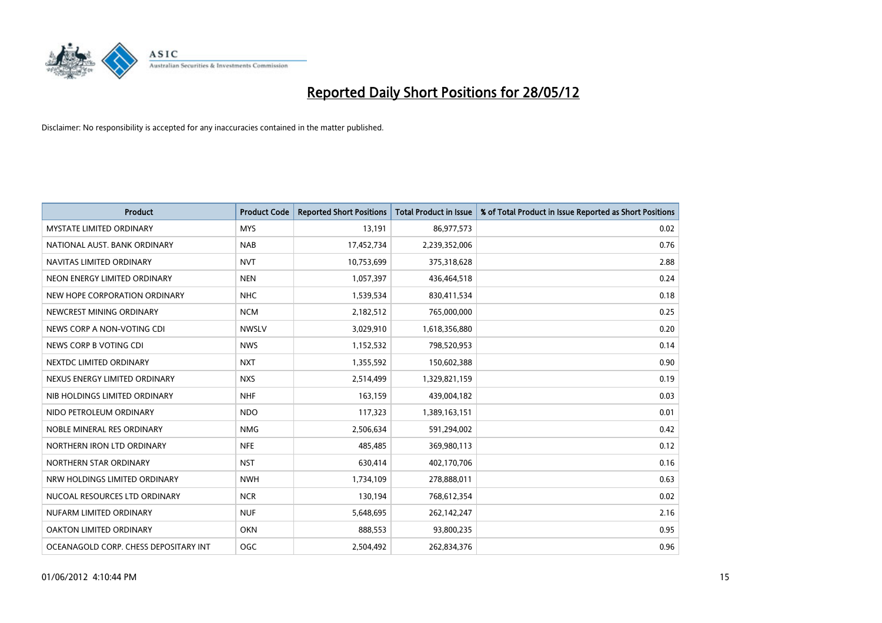# Reported Daily Short Positions for 28/05/12

Disclaimer: No responsibility is accepted for any inaccuracies contained in the matter published.

| Product | Product Code | Reported Short Positions | Total Product in Issue | % of Total Product in Issue Reported as Short Positions |
|---|---|---|---|---|
| MYSTATE LIMITED ORDINARY | MYS | 13,191 | 86,977,573 | 0.02 |
| NATIONAL AUST. BANK ORDINARY | NAB | 17,452,734 | 2,239,352,006 | 0.76 |
| NAVITAS LIMITED ORDINARY | NVT | 10,753,699 | 375,318,628 | 2.88 |
| NEON ENERGY LIMITED ORDINARY | NEN | 1,057,397 | 436,464,518 | 0.24 |
| NEW HOPE CORPORATION ORDINARY | NHC | 1,539,534 | 830,411,534 | 0.18 |
| NEWCREST MINING ORDINARY | NCM | 2,182,512 | 765,000,000 | 0.25 |
| NEWS CORP A NON-VOTING CDI | NWSLV | 3,029,910 | 1,618,356,880 | 0.20 |
| NEWS CORP B VOTING CDI | NWS | 1,152,532 | 798,520,953 | 0.14 |
| NEXTDC LIMITED ORDINARY | NXT | 1,355,592 | 150,602,388 | 0.90 |
| NEXUS ENERGY LIMITED ORDINARY | NXS | 2,514,499 | 1,329,821,159 | 0.19 |
| NIB HOLDINGS LIMITED ORDINARY | NHF | 163,159 | 439,004,182 | 0.03 |
| NIDO PETROLEUM ORDINARY | NDO | 117,323 | 1,389,163,151 | 0.01 |
| NOBLE MINERAL RES ORDINARY | NMG | 2,506,634 | 591,294,002 | 0.42 |
| NORTHERN IRON LTD ORDINARY | NFE | 485,485 | 369,980,113 | 0.12 |
| NORTHERN STAR ORDINARY | NST | 630,414 | 402,170,706 | 0.16 |
| NRW HOLDINGS LIMITED ORDINARY | NWH | 1,734,109 | 278,888,011 | 0.63 |
| NUCOAL RESOURCES LTD ORDINARY | NCR | 130,194 | 768,612,354 | 0.02 |
| NUFARM LIMITED ORDINARY | NUF | 5,648,695 | 262,142,247 | 2.16 |
| OAKTON LIMITED ORDINARY | OKN | 888,553 | 93,800,235 | 0.95 |
| OCEANAGOLD CORP. CHESS DEPOSITARY INT | OGC | 2,504,492 | 262,834,376 | 0.96 |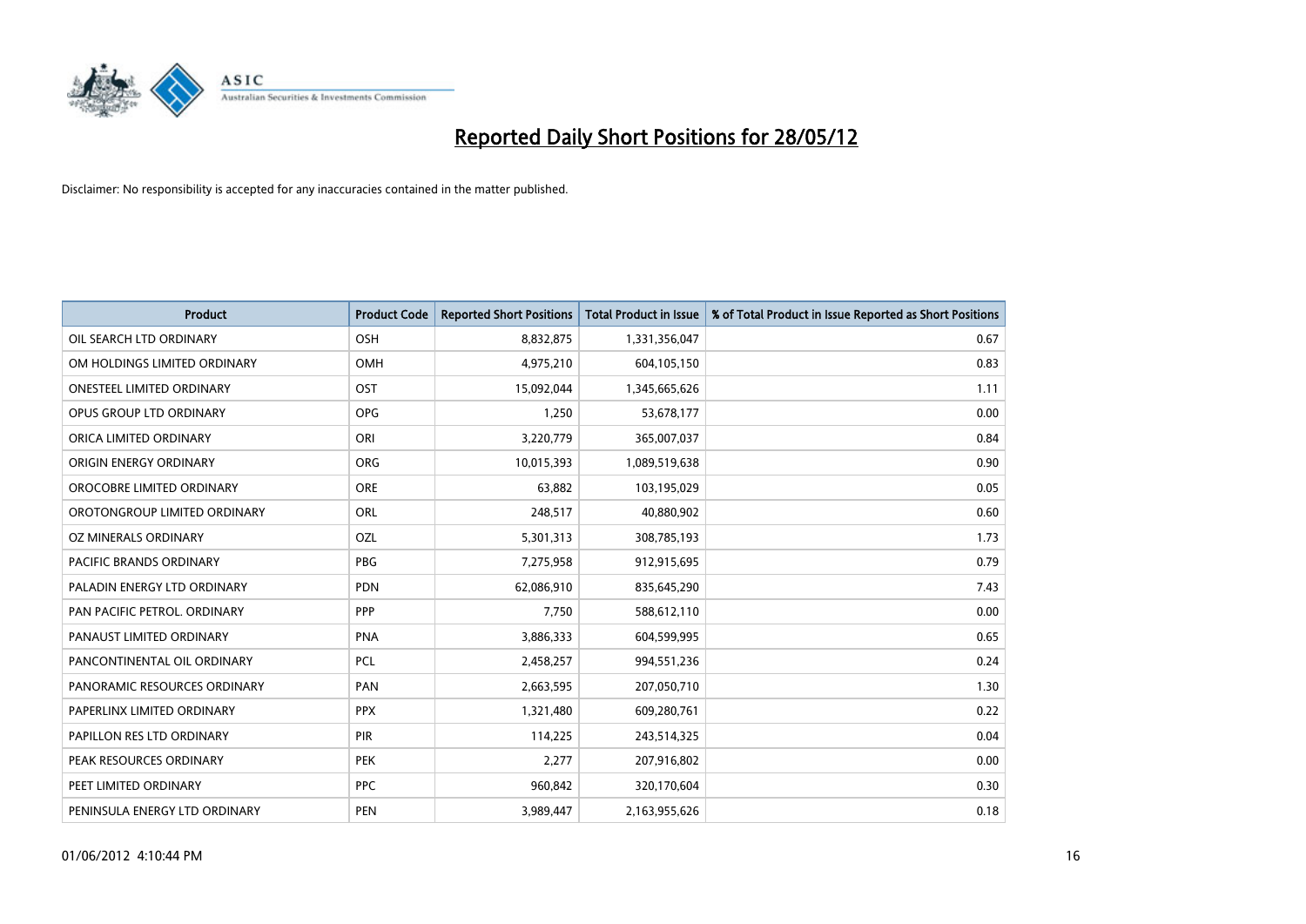# Reported Daily Short Positions for 28/05/12

Disclaimer: No responsibility is accepted for any inaccuracies contained in the matter published.

| Product | Product Code | Reported Short Positions | Total Product in Issue | % of Total Product in Issue Reported as Short Positions |
|---|---|---|---|---|
| OIL SEARCH LTD ORDINARY | OSH | 8,832,875 | 1,331,356,047 | 0.67 |
| OM HOLDINGS LIMITED ORDINARY | OMH | 4,975,210 | 604,105,150 | 0.83 |
| ONESTEEL LIMITED ORDINARY | OST | 15,092,044 | 1,345,665,626 | 1.11 |
| OPUS GROUP LTD ORDINARY | OPG | 1,250 | 53,678,177 | 0.00 |
| ORICA LIMITED ORDINARY | ORI | 3,220,779 | 365,007,037 | 0.84 |
| ORIGIN ENERGY ORDINARY | ORG | 10,015,393 | 1,089,519,638 | 0.90 |
| OROCOBRE LIMITED ORDINARY | ORE | 63,882 | 103,195,029 | 0.05 |
| OROTONGROUP LIMITED ORDINARY | ORL | 248,517 | 40,880,902 | 0.60 |
| OZ MINERALS ORDINARY | OZL | 5,301,313 | 308,785,193 | 1.73 |
| PACIFIC BRANDS ORDINARY | PBG | 7,275,958 | 912,915,695 | 0.79 |
| PALADIN ENERGY LTD ORDINARY | PDN | 62,086,910 | 835,645,290 | 7.43 |
| PAN PACIFIC PETROL. ORDINARY | PPP | 7,750 | 588,612,110 | 0.00 |
| PANAUST LIMITED ORDINARY | PNA | 3,886,333 | 604,599,995 | 0.65 |
| PANCONTINENTAL OIL ORDINARY | PCL | 2,458,257 | 994,551,236 | 0.24 |
| PANORAMIC RESOURCES ORDINARY | PAN | 2,663,595 | 207,050,710 | 1.30 |
| PAPERLINX LIMITED ORDINARY | PPX | 1,321,480 | 609,280,761 | 0.22 |
| PAPILLON RES LTD ORDINARY | PIR | 114,225 | 243,514,325 | 0.04 |
| PEAK RESOURCES ORDINARY | PEK | 2,277 | 207,916,802 | 0.00 |
| PEET LIMITED ORDINARY | PPC | 960,842 | 320,170,604 | 0.30 |
| PENINSULA ENERGY LTD ORDINARY | PEN | 3,989,447 | 2,163,955,626 | 0.18 |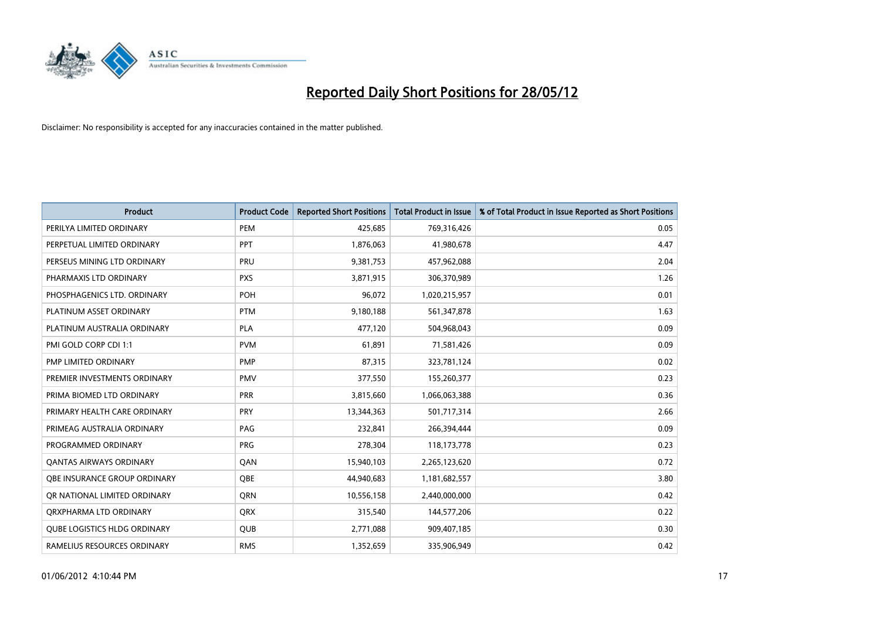# Reported Daily Short Positions for 28/05/12

Disclaimer: No responsibility is accepted for any inaccuracies contained in the matter published.

| Product | Product Code | Reported Short Positions | Total Product in Issue | % of Total Product in Issue Reported as Short Positions |
|---|---|---|---|---|
| PERILYA LIMITED ORDINARY | PEM | 425,685 | 769,316,426 | 0.05 |
| PERPETUAL LIMITED ORDINARY | PPT | 1,876,063 | 41,980,678 | 4.47 |
| PERSEUS MINING LTD ORDINARY | PRU | 9,381,753 | 457,962,088 | 2.04 |
| PHARMAXIS LTD ORDINARY | PXS | 3,871,915 | 306,370,989 | 1.26 |
| PHOSPHAGENICS LTD. ORDINARY | POH | 96,072 | 1,020,215,957 | 0.01 |
| PLATINUM ASSET ORDINARY | PTM | 9,180,188 | 561,347,878 | 1.63 |
| PLATINUM AUSTRALIA ORDINARY | PLA | 477,120 | 504,968,043 | 0.09 |
| PMI GOLD CORP CDI 1:1 | PVM | 61,891 | 71,581,426 | 0.09 |
| PMP LIMITED ORDINARY | PMP | 87,315 | 323,781,124 | 0.02 |
| PREMIER INVESTMENTS ORDINARY | PMV | 377,550 | 155,260,377 | 0.23 |
| PRIMA BIOMED LTD ORDINARY | PRR | 3,815,660 | 1,066,063,388 | 0.36 |
| PRIMARY HEALTH CARE ORDINARY | PRY | 13,344,363 | 501,717,314 | 2.66 |
| PRIMEAG AUSTRALIA ORDINARY | PAG | 232,841 | 266,394,444 | 0.09 |
| PROGRAMMED ORDINARY | PRG | 278,304 | 118,173,778 | 0.23 |
| QANTAS AIRWAYS ORDINARY | QAN | 15,940,103 | 2,265,123,620 | 0.72 |
| QBE INSURANCE GROUP ORDINARY | QBE | 44,940,683 | 1,181,682,557 | 3.80 |
| QR NATIONAL LIMITED ORDINARY | QRN | 10,556,158 | 2,440,000,000 | 0.42 |
| QRXPHARMA LTD ORDINARY | QRX | 315,540 | 144,577,206 | 0.22 |
| QUBE LOGISTICS HLDG ORDINARY | QUB | 2,771,088 | 909,407,185 | 0.30 |
| RAMELIUS RESOURCES ORDINARY | RMS | 1,352,659 | 335,906,949 | 0.42 |

01/06/2012 4:10:44 PM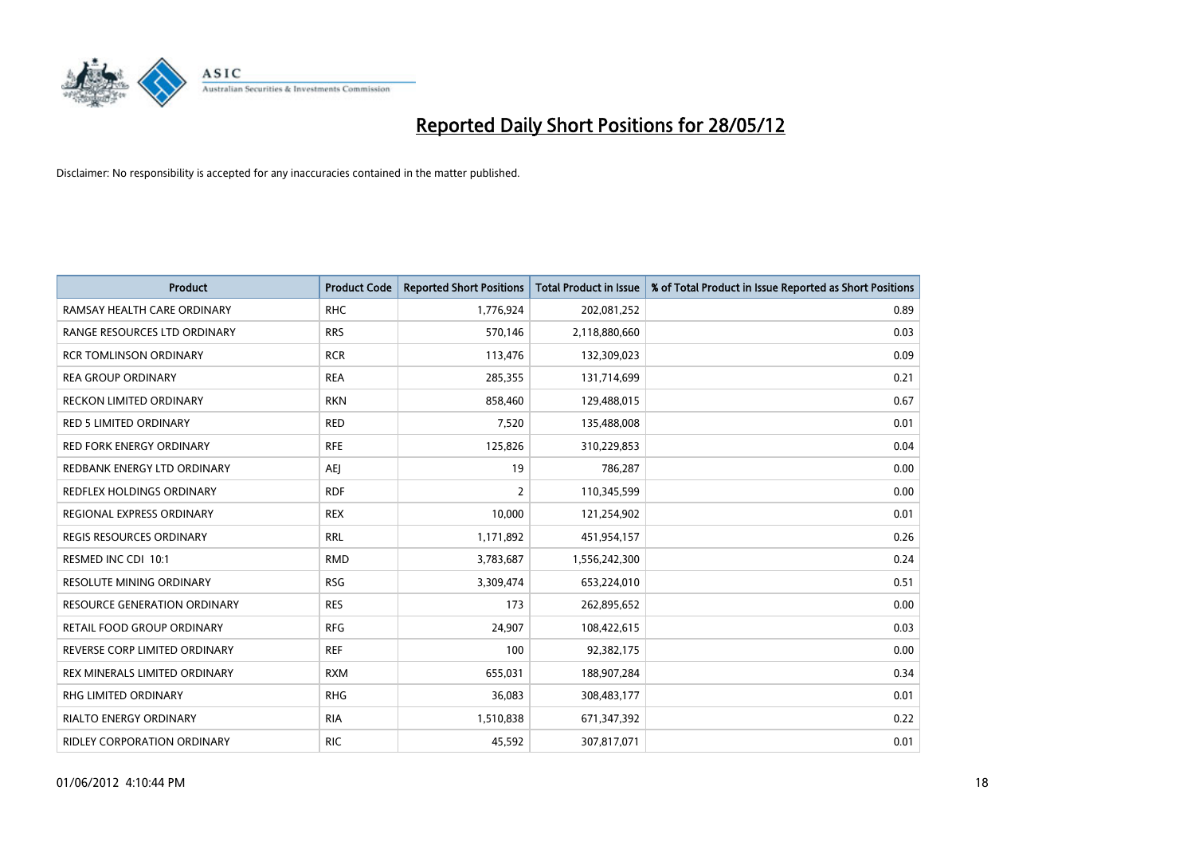# Reported Daily Short Positions for 28/05/12

Disclaimer: No responsibility is accepted for any inaccuracies contained in the matter published.

| Product | Product Code | Reported Short Positions | Total Product in Issue | % of Total Product in Issue Reported as Short Positions |
| --- | --- | --- | --- | --- |
| RAMSAY HEALTH CARE ORDINARY | RHC | 1,776,924 | 202,081,252 | 0.89 |
| RANGE RESOURCES LTD ORDINARY | RRS | 570,146 | 2,118,880,660 | 0.03 |
| RCR TOMLINSON ORDINARY | RCR | 113,476 | 132,309,023 | 0.09 |
| REA GROUP ORDINARY | REA | 285,355 | 131,714,699 | 0.21 |
| RECKON LIMITED ORDINARY | RKN | 858,460 | 129,488,015 | 0.67 |
| RED 5 LIMITED ORDINARY | RED | 7,520 | 135,488,008 | 0.01 |
| RED FORK ENERGY ORDINARY | RFE | 125,826 | 310,229,853 | 0.04 |
| REDBANK ENERGY LTD ORDINARY | AEJ | 19 | 786,287 | 0.00 |
| REDFLEX HOLDINGS ORDINARY | RDF | 2 | 110,345,599 | 0.00 |
| REGIONAL EXPRESS ORDINARY | REX | 10,000 | 121,254,902 | 0.01 |
| REGIS RESOURCES ORDINARY | RRL | 1,171,892 | 451,954,157 | 0.26 |
| RESMED INC CDI 10:1 | RMD | 3,783,687 | 1,556,242,300 | 0.24 |
| RESOLUTE MINING ORDINARY | RSG | 3,309,474 | 653,224,010 | 0.51 |
| RESOURCE GENERATION ORDINARY | RES | 173 | 262,895,652 | 0.00 |
| RETAIL FOOD GROUP ORDINARY | RFG | 24,907 | 108,422,615 | 0.03 |
| REVERSE CORP LIMITED ORDINARY | REF | 100 | 92,382,175 | 0.00 |
| REX MINERALS LIMITED ORDINARY | RXM | 655,031 | 188,907,284 | 0.34 |
| RHG LIMITED ORDINARY | RHG | 36,083 | 308,483,177 | 0.01 |
| RIALTO ENERGY ORDINARY | RIA | 1,510,838 | 671,347,392 | 0.22 |
| RIDLEY CORPORATION ORDINARY | RIC | 45,592 | 307,817,071 | 0.01 |

01/06/2012 4:10:44 PM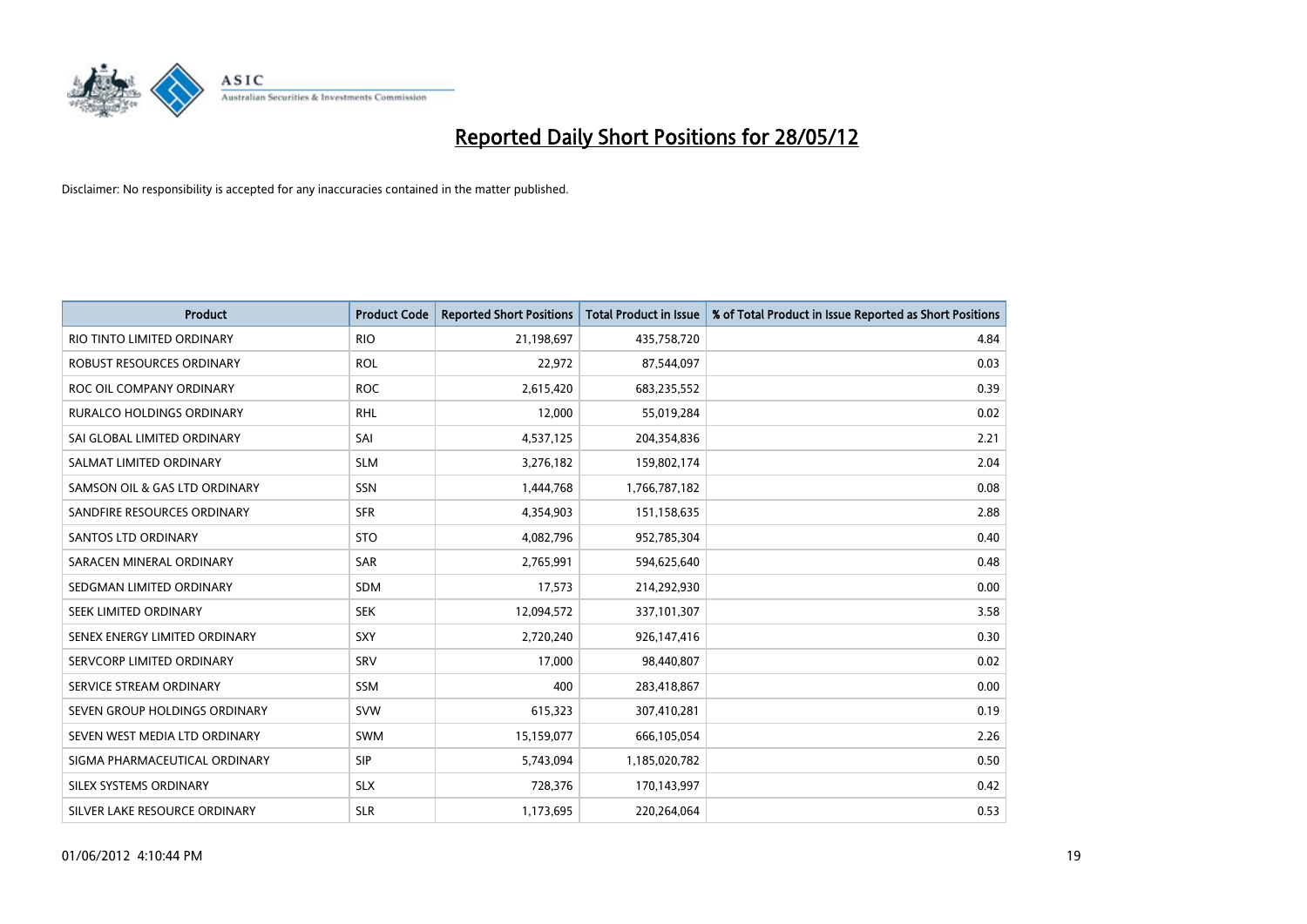# Reported Daily Short Positions for 28/05/12

Disclaimer: No responsibility is accepted for any inaccuracies contained in the matter published.

| Product | Product Code | Reported Short Positions | Total Product in Issue | % of Total Product in Issue Reported as Short Positions |
|---|---|---|---|---|
| RIO TINTO LIMITED ORDINARY | RIO | 21,198,697 | 435,758,720 | 4.84 |
| ROBUST RESOURCES ORDINARY | ROL | 22,972 | 87,544,097 | 0.03 |
| ROC OIL COMPANY ORDINARY | ROC | 2,615,420 | 683,235,552 | 0.39 |
| RURALCO HOLDINGS ORDINARY | RHL | 12,000 | 55,019,284 | 0.02 |
| SAI GLOBAL LIMITED ORDINARY | SAI | 4,537,125 | 204,354,836 | 2.21 |
| SALMAT LIMITED ORDINARY | SLM | 3,276,182 | 159,802,174 | 2.04 |
| SAMSON OIL & GAS LTD ORDINARY | SSN | 1,444,768 | 1,766,787,182 | 0.08 |
| SANDFIRE RESOURCES ORDINARY | SFR | 4,354,903 | 151,158,635 | 2.88 |
| SANTOS LTD ORDINARY | STO | 4,082,796 | 952,785,304 | 0.40 |
| SARACEN MINERAL ORDINARY | SAR | 2,765,991 | 594,625,640 | 0.48 |
| SEDGMAN LIMITED ORDINARY | SDM | 17,573 | 214,292,930 | 0.00 |
| SEEK LIMITED ORDINARY | SEK | 12,094,572 | 337,101,307 | 3.58 |
| SENEX ENERGY LIMITED ORDINARY | SXY | 2,720,240 | 926,147,416 | 0.30 |
| SERVCORP LIMITED ORDINARY | SRV | 17,000 | 98,440,807 | 0.02 |
| SERVICE STREAM ORDINARY | SSM | 400 | 283,418,867 | 0.00 |
| SEVEN GROUP HOLDINGS ORDINARY | SVW | 615,323 | 307,410,281 | 0.19 |
| SEVEN WEST MEDIA LTD ORDINARY | SWM | 15,159,077 | 666,105,054 | 2.26 |
| SIGMA PHARMACEUTICAL ORDINARY | SIP | 5,743,094 | 1,185,020,782 | 0.50 |
| SILEX SYSTEMS ORDINARY | SLX | 728,376 | 170,143,997 | 0.42 |
| SILVER LAKE RESOURCE ORDINARY | SLR | 1,173,695 | 220,264,064 | 0.53 |

01/06/2012 4:10:44 PM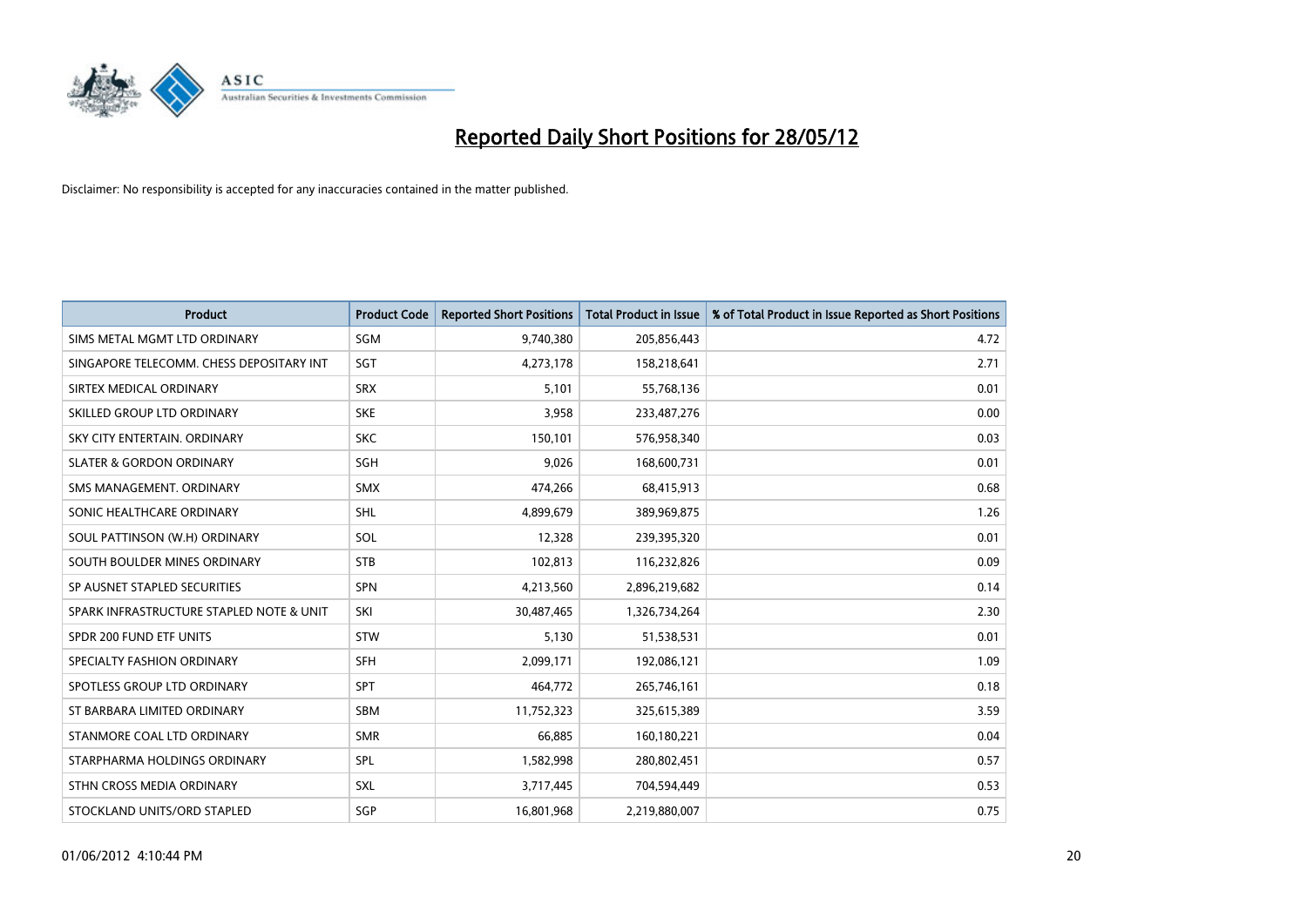# Reported Daily Short Positions for 28/05/12

Disclaimer: No responsibility is accepted for any inaccuracies contained in the matter published.

| Product | Product Code | Reported Short Positions | Total Product in Issue | % of Total Product in Issue Reported as Short Positions |
| --- | --- | --- | --- | --- |
| SIMS METAL MGMT LTD ORDINARY | SGM | 9,740,380 | 205,856,443 | 4.72 |
| SINGAPORE TELECOMM. CHESS DEPOSITARY INT | SGT | 4,273,178 | 158,218,641 | 2.71 |
| SIRTEX MEDICAL ORDINARY | SRX | 5,101 | 55,768,136 | 0.01 |
| SKILLED GROUP LTD ORDINARY | SKE | 3,958 | 233,487,276 | 0.00 |
| SKY CITY ENTERTAIN. ORDINARY | SKC | 150,101 | 576,958,340 | 0.03 |
| SLATER & GORDON ORDINARY | SGH | 9,026 | 168,600,731 | 0.01 |
| SMS MANAGEMENT. ORDINARY | SMX | 474,266 | 68,415,913 | 0.68 |
| SONIC HEALTHCARE ORDINARY | SHL | 4,899,679 | 389,969,875 | 1.26 |
| SOUL PATTINSON (W.H) ORDINARY | SOL | 12,328 | 239,395,320 | 0.01 |
| SOUTH BOULDER MINES ORDINARY | STB | 102,813 | 116,232,826 | 0.09 |
| SP AUSNET STAPLED SECURITIES | SPN | 4,213,560 | 2,896,219,682 | 0.14 |
| SPARK INFRASTRUCTURE STAPLED NOTE & UNIT | SKI | 30,487,465 | 1,326,734,264 | 2.30 |
| SPDR 200 FUND ETF UNITS | STW | 5,130 | 51,538,531 | 0.01 |
| SPECIALTY FASHION ORDINARY | SFH | 2,099,171 | 192,086,121 | 1.09 |
| SPOTLESS GROUP LTD ORDINARY | SPT | 464,772 | 265,746,161 | 0.18 |
| ST BARBARA LIMITED ORDINARY | SBM | 11,752,323 | 325,615,389 | 3.59 |
| STANMORE COAL LTD ORDINARY | SMR | 66,885 | 160,180,221 | 0.04 |
| STARPHARMA HOLDINGS ORDINARY | SPL | 1,582,998 | 280,802,451 | 0.57 |
| STHN CROSS MEDIA ORDINARY | SXL | 3,717,445 | 704,594,449 | 0.53 |
| STOCKLAND UNITS/ORD STAPLED | SGP | 16,801,968 | 2,219,880,007 | 0.75 |

01/06/2012 4:10:44 PM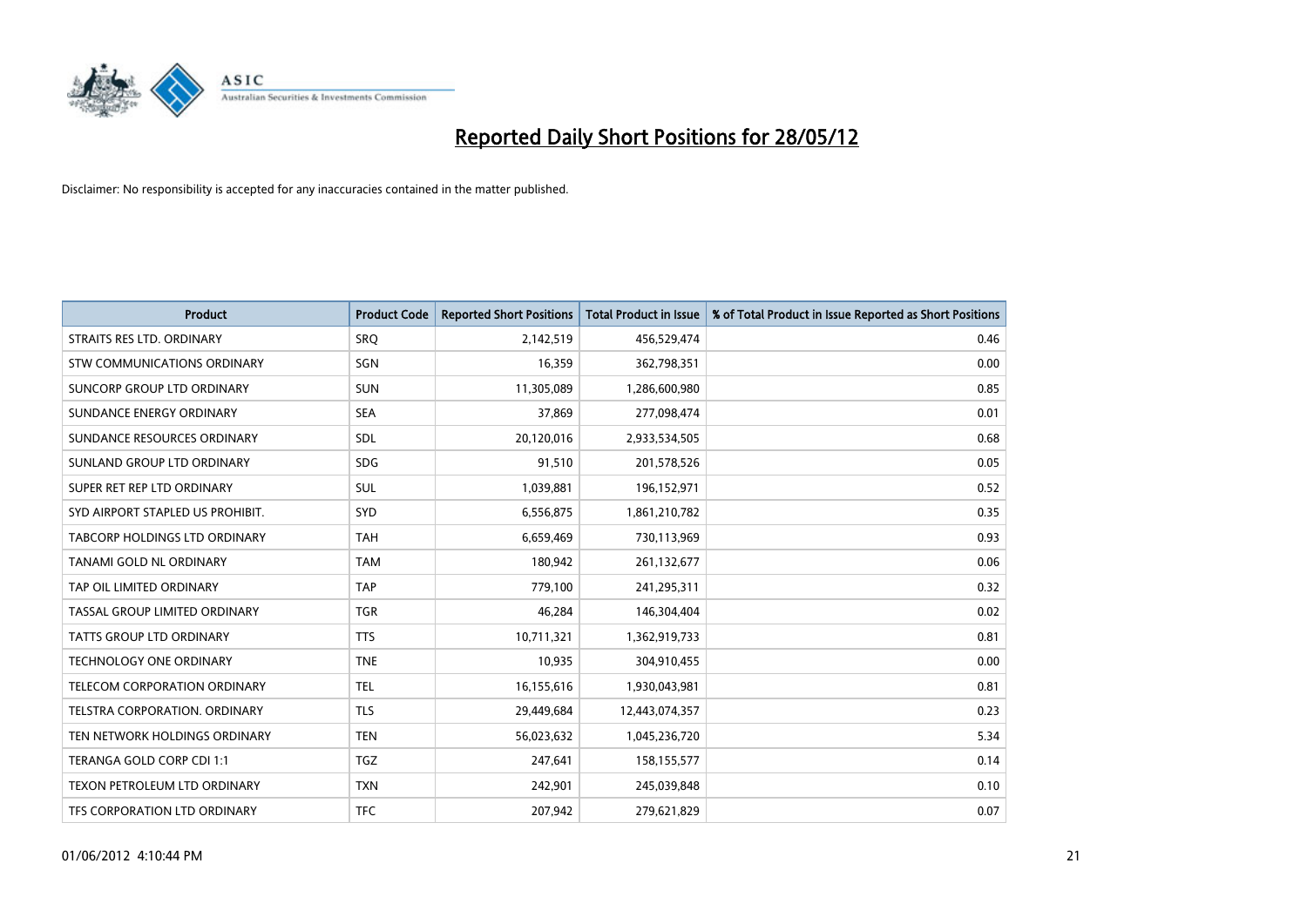# Reported Daily Short Positions for 28/05/12

Disclaimer: No responsibility is accepted for any inaccuracies contained in the matter published.

| Product | Product Code | Reported Short Positions | Total Product in Issue | % of Total Product in Issue Reported as Short Positions |
|---|---|---|---|---|
| STRAITS RES LTD. ORDINARY | SRQ | 2,142,519 | 456,529,474 | 0.46 |
| STW COMMUNICATIONS ORDINARY | SGN | 16,359 | 362,798,351 | 0.00 |
| SUNCORP GROUP LTD ORDINARY | SUN | 11,305,089 | 1,286,600,980 | 0.85 |
| SUNDANCE ENERGY ORDINARY | SEA | 37,869 | 277,098,474 | 0.01 |
| SUNDANCE RESOURCES ORDINARY | SDL | 20,120,016 | 2,933,534,505 | 0.68 |
| SUNLAND GROUP LTD ORDINARY | SDG | 91,510 | 201,578,526 | 0.05 |
| SUPER RET REP LTD ORDINARY | SUL | 1,039,881 | 196,152,971 | 0.52 |
| SYD AIRPORT STAPLED US PROHIBIT. | SYD | 6,556,875 | 1,861,210,782 | 0.35 |
| TABCORP HOLDINGS LTD ORDINARY | TAH | 6,659,469 | 730,113,969 | 0.93 |
| TANAMI GOLD NL ORDINARY | TAM | 180,942 | 261,132,677 | 0.06 |
| TAP OIL LIMITED ORDINARY | TAP | 779,100 | 241,295,311 | 0.32 |
| TASSAL GROUP LIMITED ORDINARY | TGR | 46,284 | 146,304,404 | 0.02 |
| TATTS GROUP LTD ORDINARY | TTS | 10,711,321 | 1,362,919,733 | 0.81 |
| TECHNOLOGY ONE ORDINARY | TNE | 10,935 | 304,910,455 | 0.00 |
| TELECOM CORPORATION ORDINARY | TEL | 16,155,616 | 1,930,043,981 | 0.81 |
| TELSTRA CORPORATION. ORDINARY | TLS | 29,449,684 | 12,443,074,357 | 0.23 |
| TEN NETWORK HOLDINGS ORDINARY | TEN | 56,023,632 | 1,045,236,720 | 5.34 |
| TERANGA GOLD CORP CDI 1:1 | TGZ | 247,641 | 158,155,577 | 0.14 |
| TEXON PETROLEUM LTD ORDINARY | TXN | 242,901 | 245,039,848 | 0.10 |
| TFS CORPORATION LTD ORDINARY | TFC | 207,942 | 279,621,829 | 0.07 |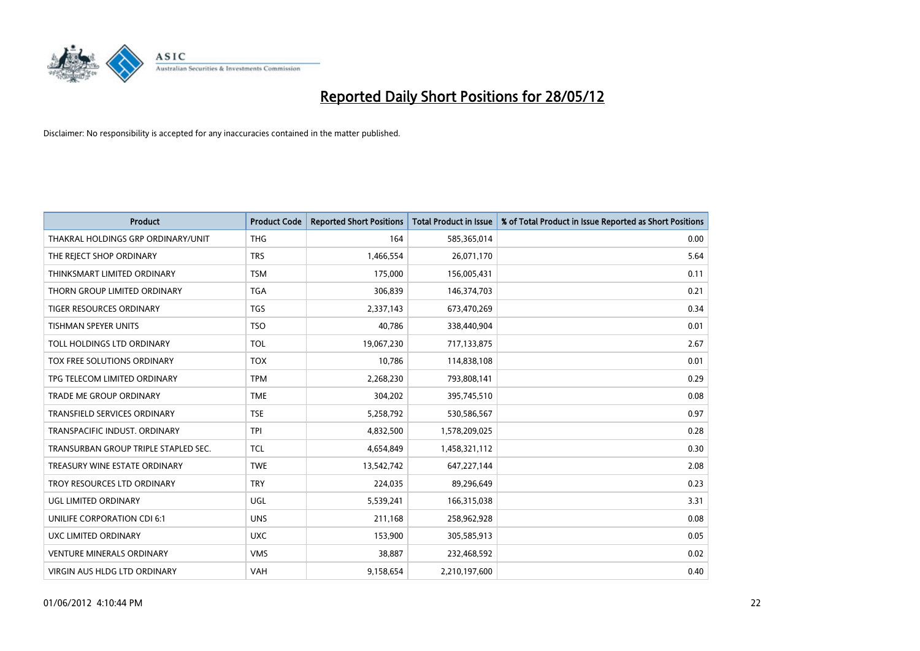# Reported Daily Short Positions for 28/05/12

Disclaimer: No responsibility is accepted for any inaccuracies contained in the matter published.

| Product | Product Code | Reported Short Positions | Total Product in Issue | % of Total Product in Issue Reported as Short Positions |
|---|---|---|---|---|
| THAKRAL HOLDINGS GRP ORDINARY/UNIT | THG | 164 | 585,365,014 | 0.00 |
| THE REJECT SHOP ORDINARY | TRS | 1,466,554 | 26,071,170 | 5.64 |
| THINKSMART LIMITED ORDINARY | TSM | 175,000 | 156,005,431 | 0.11 |
| THORN GROUP LIMITED ORDINARY | TGA | 306,839 | 146,374,703 | 0.21 |
| TIGER RESOURCES ORDINARY | TGS | 2,337,143 | 673,470,269 | 0.34 |
| TISHMAN SPEYER UNITS | TSO | 40,786 | 338,440,904 | 0.01 |
| TOLL HOLDINGS LTD ORDINARY | TOL | 19,067,230 | 717,133,875 | 2.67 |
| TOX FREE SOLUTIONS ORDINARY | TOX | 10,786 | 114,838,108 | 0.01 |
| TPG TELECOM LIMITED ORDINARY | TPM | 2,268,230 | 793,808,141 | 0.29 |
| TRADE ME GROUP ORDINARY | TME | 304,202 | 395,745,510 | 0.08 |
| TRANSFIELD SERVICES ORDINARY | TSE | 5,258,792 | 530,586,567 | 0.97 |
| TRANSPACIFIC INDUST. ORDINARY | TPI | 4,832,500 | 1,578,209,025 | 0.28 |
| TRANSURBAN GROUP TRIPLE STAPLED SEC. | TCL | 4,654,849 | 1,458,321,112 | 0.30 |
| TREASURY WINE ESTATE ORDINARY | TWE | 13,542,742 | 647,227,144 | 2.08 |
| TROY RESOURCES LTD ORDINARY | TRY | 224,035 | 89,296,649 | 0.23 |
| UGL LIMITED ORDINARY | UGL | 5,539,241 | 166,315,038 | 3.31 |
| UNILIFE CORPORATION CDI 6:1 | UNS | 211,168 | 258,962,928 | 0.08 |
| UXC LIMITED ORDINARY | UXC | 153,900 | 305,585,913 | 0.05 |
| VENTURE MINERALS ORDINARY | VMS | 38,887 | 232,468,592 | 0.02 |
| VIRGIN AUS HLDG LTD ORDINARY | VAH | 9,158,654 | 2,210,197,600 | 0.40 |

01/06/2012 4:10:44 PM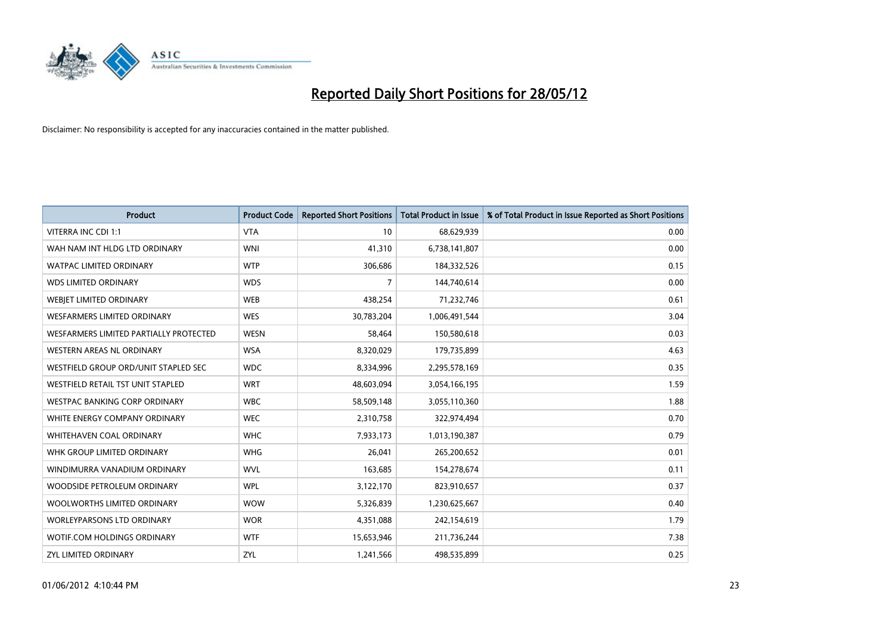# Reported Daily Short Positions for 28/05/12

Disclaimer: No responsibility is accepted for any inaccuracies contained in the matter published.

| Product | Product Code | Reported Short Positions | Total Product in Issue | % of Total Product in Issue Reported as Short Positions |
|---|---|---|---|---|
| VITERRA INC CDI 1:1 | VTA | 10 | 68,629,939 | 0.00 |
| WAH NAM INT HLDG LTD ORDINARY | WNI | 41,310 | 6,738,141,807 | 0.00 |
| WATPAC LIMITED ORDINARY | WTP | 306,686 | 184,332,526 | 0.15 |
| WDS LIMITED ORDINARY | WDS | 7 | 144,740,614 | 0.00 |
| WEBJET LIMITED ORDINARY | WEB | 438,254 | 71,232,746 | 0.61 |
| WESFARMERS LIMITED ORDINARY | WES | 30,783,204 | 1,006,491,544 | 3.04 |
| WESFARMERS LIMITED PARTIALLY PROTECTED | WESN | 58,464 | 150,580,618 | 0.03 |
| WESTERN AREAS NL ORDINARY | WSA | 8,320,029 | 179,735,899 | 4.63 |
| WESTFIELD GROUP ORD/UNIT STAPLED SEC | WDC | 8,334,996 | 2,295,578,169 | 0.35 |
| WESTFIELD RETAIL TST UNIT STAPLED | WRT | 48,603,094 | 3,054,166,195 | 1.59 |
| WESTPAC BANKING CORP ORDINARY | WBC | 58,509,148 | 3,055,110,360 | 1.88 |
| WHITE ENERGY COMPANY ORDINARY | WEC | 2,310,758 | 322,974,494 | 0.70 |
| WHITEHAVEN COAL ORDINARY | WHC | 7,933,173 | 1,013,190,387 | 0.79 |
| WHK GROUP LIMITED ORDINARY | WHG | 26,041 | 265,200,652 | 0.01 |
| WINDIMURRA VANADIUM ORDINARY | WVL | 163,685 | 154,278,674 | 0.11 |
| WOODSIDE PETROLEUM ORDINARY | WPL | 3,122,170 | 823,910,657 | 0.37 |
| WOOLWORTHS LIMITED ORDINARY | WOW | 5,326,839 | 1,230,625,667 | 0.40 |
| WORLEYPARSONS LTD ORDINARY | WOR | 4,351,088 | 242,154,619 | 1.79 |
| WOTIF.COM HOLDINGS ORDINARY | WTF | 15,653,946 | 211,736,244 | 7.38 |
| ZYL LIMITED ORDINARY | ZYL | 1,241,566 | 498,535,899 | 0.25 |

01/06/2012 4:10:44 PM